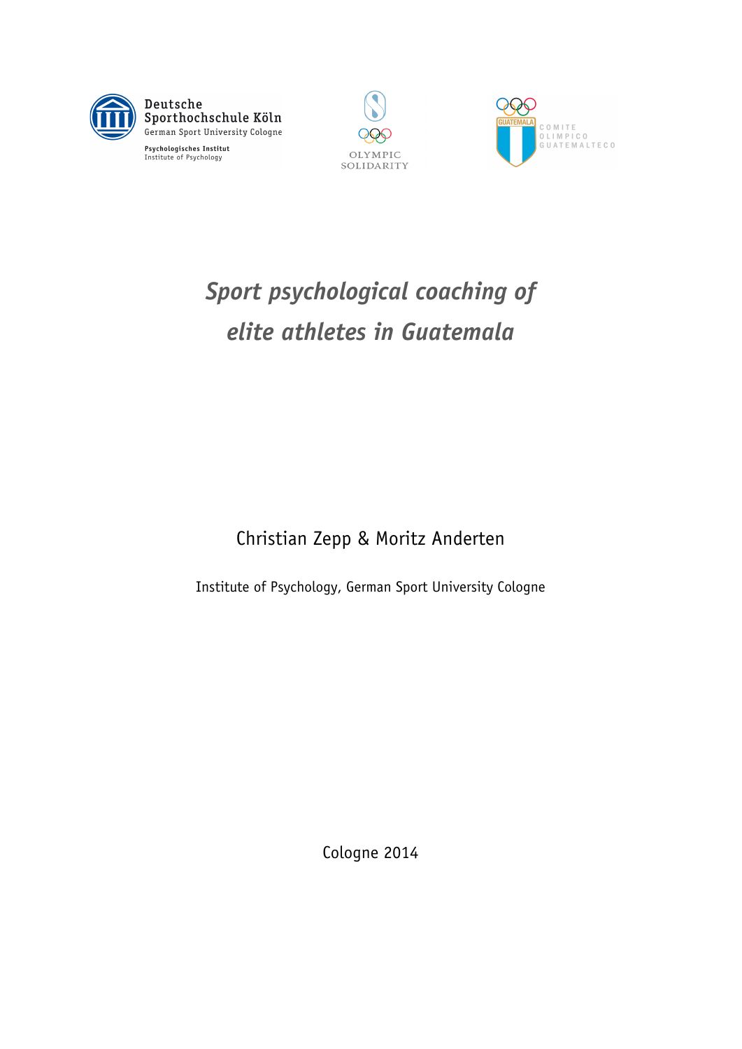Deutsche Sporthochschule Köln
German Sport University Cologne

Psychologisches Institut
Institute of Psychology

OLYMPIC SOLIDARITY

GUATEMALA
COMITE OLIMPICO GUATEMALTECO

# *Sport psychological coaching of elite athletes in Guatemala*

Christian Zepp & Moritz Anderten

Institute of Psychology, German Sport University Cologne

Cologne 2014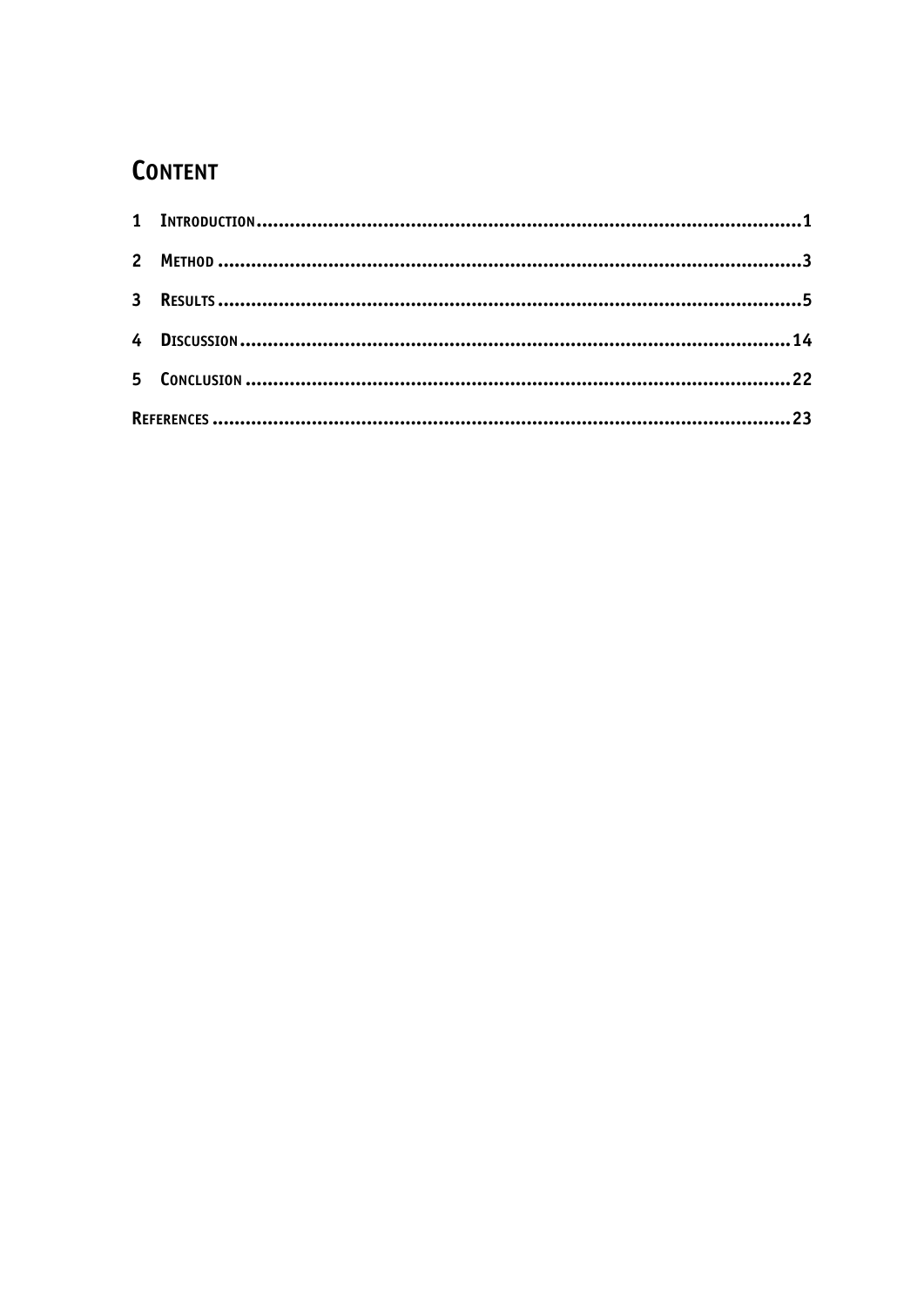# Content

1 Introduction ........................................................................................................ 1

2 Method ................................................................................................................ 3

3 Results ................................................................................................................ 5

4 Discussion .......................................................................................................... 14

5 Conclusion ......................................................................................................... 22

References .............................................................................................................. 23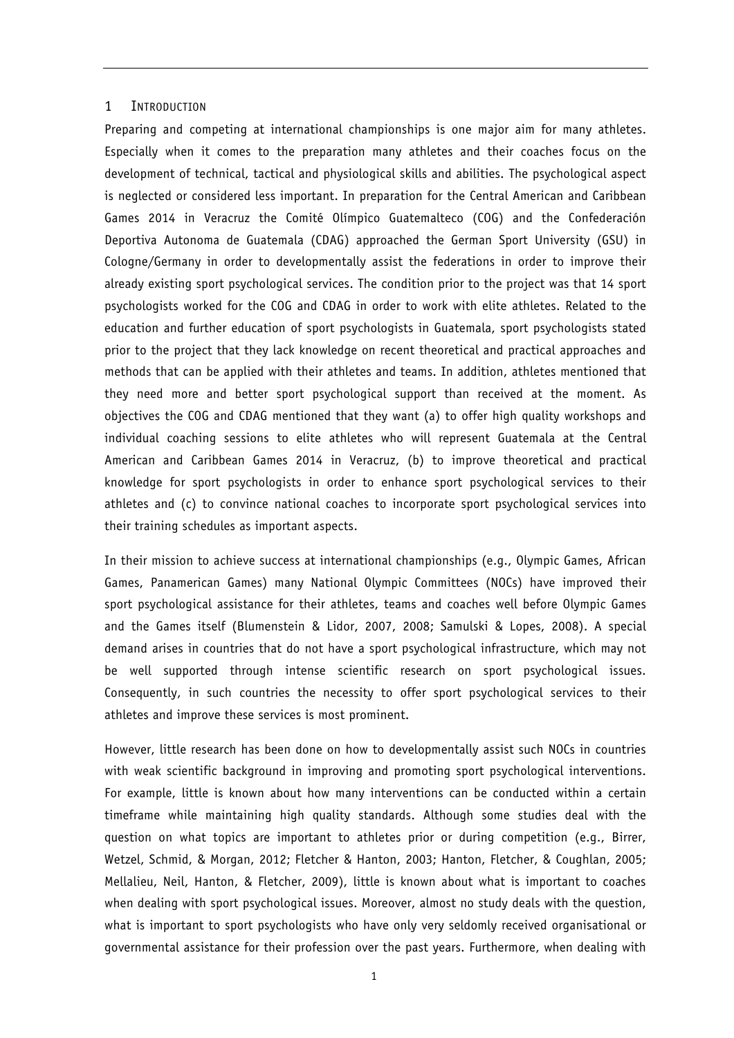# 1 Introduction

Preparing and competing at international championships is one major aim for many athletes. Especially when it comes to the preparation many athletes and their coaches focus on the development of technical, tactical and physiological skills and abilities. The psychological aspect is neglected or considered less important. In preparation for the Central American and Caribbean Games 2014 in Veracruz the Comité Olímpico Guatemalteco (COG) and the Confederación Deportiva Autonoma de Guatemala (CDAG) approached the German Sport University (GSU) in Cologne/Germany in order to developmentally assist the federations in order to improve their already existing sport psychological services. The condition prior to the project was that 14 sport psychologists worked for the COG and CDAG in order to work with elite athletes. Related to the education and further education of sport psychologists in Guatemala, sport psychologists stated prior to the project that they lack knowledge on recent theoretical and practical approaches and methods that can be applied with their athletes and teams. In addition, athletes mentioned that they need more and better sport psychological support than received at the moment. As objectives the COG and CDAG mentioned that they want (a) to offer high quality workshops and individual coaching sessions to elite athletes who will represent Guatemala at the Central American and Caribbean Games 2014 in Veracruz, (b) to improve theoretical and practical knowledge for sport psychologists in order to enhance sport psychological services to their athletes and (c) to convince national coaches to incorporate sport psychological services into their training schedules as important aspects.

In their mission to achieve success at international championships (e.g., Olympic Games, African Games, Panamerican Games) many National Olympic Committees (NOCs) have improved their sport psychological assistance for their athletes, teams and coaches well before Olympic Games and the Games itself (Blumenstein & Lidor, 2007, 2008; Samulski & Lopes, 2008). A special demand arises in countries that do not have a sport psychological infrastructure, which may not be well supported through intense scientific research on sport psychological issues. Consequently, in such countries the necessity to offer sport psychological services to their athletes and improve these services is most prominent.

However, little research has been done on how to developmentally assist such NOCs in countries with weak scientific background in improving and promoting sport psychological interventions. For example, little is known about how many interventions can be conducted within a certain timeframe while maintaining high quality standards. Although some studies deal with the question on what topics are important to athletes prior or during competition (e.g., Birrer, Wetzel, Schmid, & Morgan, 2012; Fletcher & Hanton, 2003; Hanton, Fletcher, & Coughlan, 2005; Mellalieu, Neil, Hanton, & Fletcher, 2009), little is known about what is important to coaches when dealing with sport psychological issues. Moreover, almost no study deals with the question, what is important to sport psychologists who have only very seldomly received organisational or governmental assistance for their profession over the past years. Furthermore, when dealing with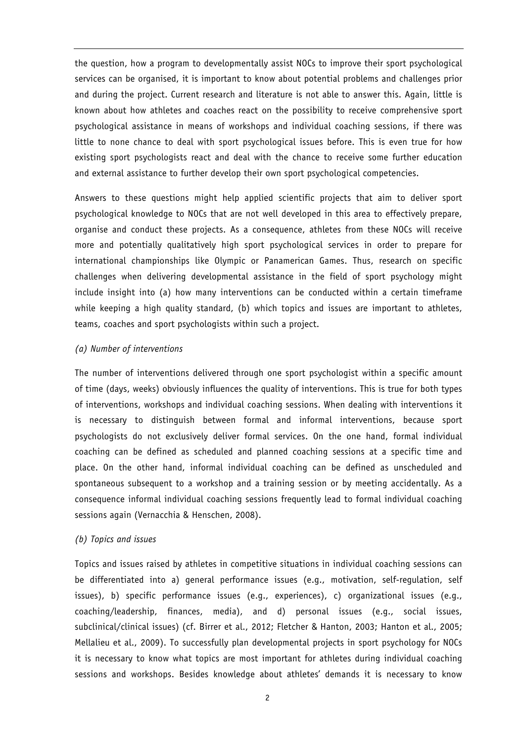the question, how a program to developmentally assist NOCs to improve their sport psychological services can be organised, it is important to know about potential problems and challenges prior and during the project. Current research and literature is not able to answer this. Again, little is known about how athletes and coaches react on the possibility to receive comprehensive sport psychological assistance in means of workshops and individual coaching sessions, if there was little to none chance to deal with sport psychological issues before. This is even true for how existing sport psychologists react and deal with the chance to receive some further education and external assistance to further develop their own sport psychological competencies.

Answers to these questions might help applied scientific projects that aim to deliver sport psychological knowledge to NOCs that are not well developed in this area to effectively prepare, organise and conduct these projects. As a consequence, athletes from these NOCs will receive more and potentially qualitatively high sport psychological services in order to prepare for international championships like Olympic or Panamerican Games. Thus, research on specific challenges when delivering developmental assistance in the field of sport psychology might include insight into (a) how many interventions can be conducted within a certain timeframe while keeping a high quality standard, (b) which topics and issues are important to athletes, teams, coaches and sport psychologists within such a project.

*(a) Number of interventions*

The number of interventions delivered through one sport psychologist within a specific amount of time (days, weeks) obviously influences the quality of interventions. This is true for both types of interventions, workshops and individual coaching sessions. When dealing with interventions it is necessary to distinguish between formal and informal interventions, because sport psychologists do not exclusively deliver formal services. On the one hand, formal individual coaching can be defined as scheduled and planned coaching sessions at a specific time and place. On the other hand, informal individual coaching can be defined as unscheduled and spontaneous subsequent to a workshop and a training session or by meeting accidentally. As a consequence informal individual coaching sessions frequently lead to formal individual coaching sessions again (Vernacchia & Henschen, 2008).

*(b) Topics and issues*

Topics and issues raised by athletes in competitive situations in individual coaching sessions can be differentiated into a) general performance issues (e.g., motivation, self-regulation, self issues), b) specific performance issues (e.g., experiences), c) organizational issues (e.g., coaching/leadership, finances, media), and d) personal issues (e.g., social issues, subclinical/clinical issues) (cf. Birrer et al., 2012; Fletcher & Hanton, 2003; Hanton et al., 2005; Mellalieu et al., 2009). To successfully plan developmental projects in sport psychology for NOCs it is necessary to know what topics are most important for athletes during individual coaching sessions and workshops. Besides knowledge about athletes' demands it is necessary to know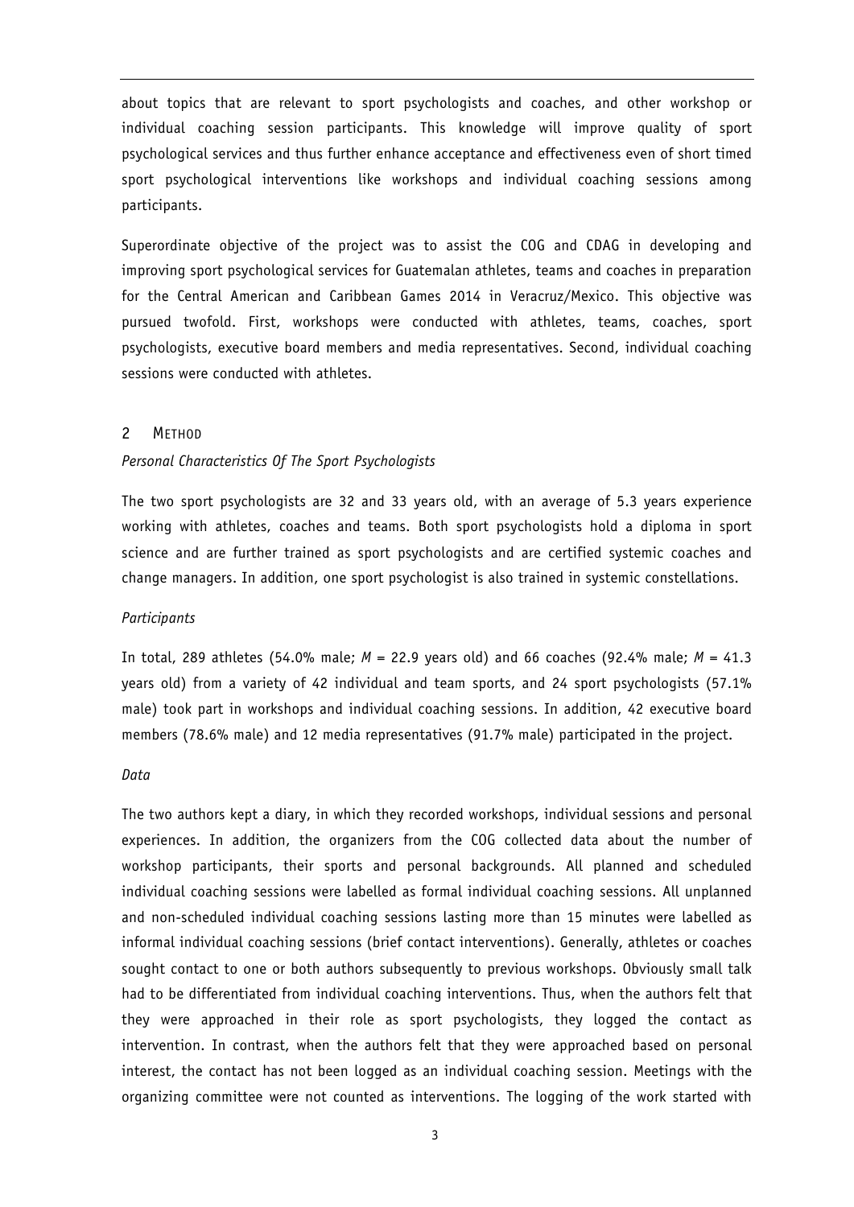about topics that are relevant to sport psychologists and coaches, and other workshop or individual coaching session participants. This knowledge will improve quality of sport psychological services and thus further enhance acceptance and effectiveness even of short timed sport psychological interventions like workshops and individual coaching sessions among participants.

Superordinate objective of the project was to assist the COG and CDAG in developing and improving sport psychological services for Guatemalan athletes, teams and coaches in preparation for the Central American and Caribbean Games 2014 in Veracruz/Mexico. This objective was pursued twofold. First, workshops were conducted with athletes, teams, coaches, sport psychologists, executive board members and media representatives. Second, individual coaching sessions were conducted with athletes.

## 2 Method

### *Personal Characteristics Of The Sport Psychologists*

The two sport psychologists are 32 and 33 years old, with an average of 5.3 years experience working with athletes, coaches and teams. Both sport psychologists hold a diploma in sport science and are further trained as sport psychologists and are certified systemic coaches and change managers. In addition, one sport psychologist is also trained in systemic constellations.

### *Participants*

In total, 289 athletes (54.0% male; $M$ = 22.9 years old) and 66 coaches (92.4% male; $M$ = 41.3 years old) from a variety of 42 individual and team sports, and 24 sport psychologists (57.1% male) took part in workshops and individual coaching sessions. In addition, 42 executive board members (78.6% male) and 12 media representatives (91.7% male) participated in the project.

### *Data*

The two authors kept a diary, in which they recorded workshops, individual sessions and personal experiences. In addition, the organizers from the COG collected data about the number of workshop participants, their sports and personal backgrounds. All planned and scheduled individual coaching sessions were labelled as formal individual coaching sessions. All unplanned and non-scheduled individual coaching sessions lasting more than 15 minutes were labelled as informal individual coaching sessions (brief contact interventions). Generally, athletes or coaches sought contact to one or both authors subsequently to previous workshops. Obviously small talk had to be differentiated from individual coaching interventions. Thus, when the authors felt that they were approached in their role as sport psychologists, they logged the contact as intervention. In contrast, when the authors felt that they were approached based on personal interest, the contact has not been logged as an individual coaching session. Meetings with the organizing committee were not counted as interventions. The logging of the work started with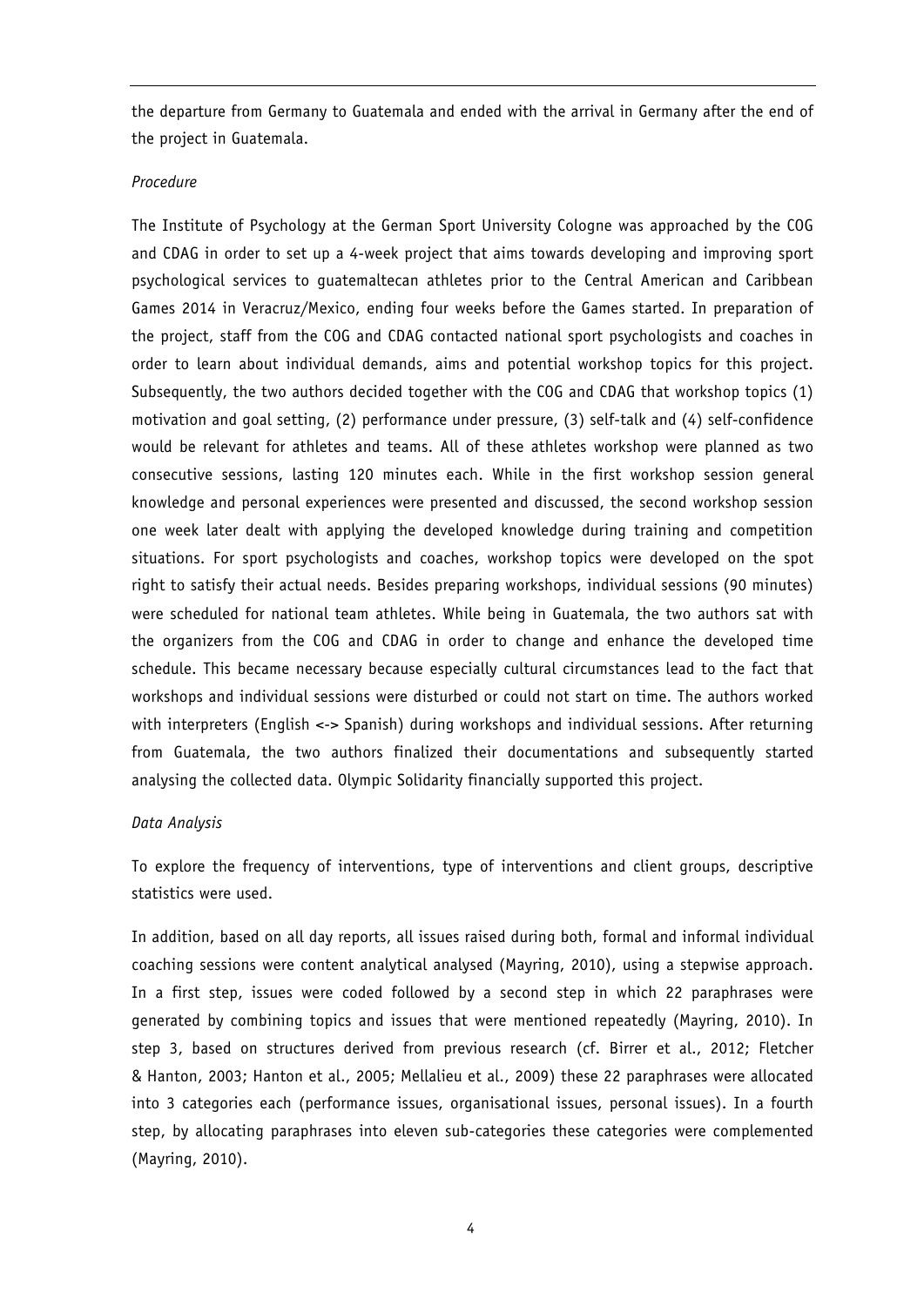the departure from Germany to Guatemala and ended with the arrival in Germany after the end of the project in Guatemala.

*Procedure*

The Institute of Psychology at the German Sport University Cologne was approached by the COG and CDAG in order to set up a 4-week project that aims towards developing and improving sport psychological services to guatemaltecan athletes prior to the Central American and Caribbean Games 2014 in Veracruz/Mexico, ending four weeks before the Games started. In preparation of the project, staff from the COG and CDAG contacted national sport psychologists and coaches in order to learn about individual demands, aims and potential workshop topics for this project. Subsequently, the two authors decided together with the COG and CDAG that workshop topics (1) motivation and goal setting, (2) performance under pressure, (3) self-talk and (4) self-confidence would be relevant for athletes and teams. All of these athletes workshop were planned as two consecutive sessions, lasting 120 minutes each. While in the first workshop session general knowledge and personal experiences were presented and discussed, the second workshop session one week later dealt with applying the developed knowledge during training and competition situations. For sport psychologists and coaches, workshop topics were developed on the spot right to satisfy their actual needs. Besides preparing workshops, individual sessions (90 minutes) were scheduled for national team athletes. While being in Guatemala, the two authors sat with the organizers from the COG and CDAG in order to change and enhance the developed time schedule. This became necessary because especially cultural circumstances lead to the fact that workshops and individual sessions were disturbed or could not start on time. The authors worked with interpreters (English <-> Spanish) during workshops and individual sessions. After returning from Guatemala, the two authors finalized their documentations and subsequently started analysing the collected data. Olympic Solidarity financially supported this project.

*Data Analysis*

To explore the frequency of interventions, type of interventions and client groups, descriptive statistics were used.

In addition, based on all day reports, all issues raised during both, formal and informal individual coaching sessions were content analytical analysed (Mayring, 2010), using a stepwise approach. In a first step, issues were coded followed by a second step in which 22 paraphrases were generated by combining topics and issues that were mentioned repeatedly (Mayring, 2010). In step 3, based on structures derived from previous research (cf. Birrer et al., 2012; Fletcher & Hanton, 2003; Hanton et al., 2005; Mellalieu et al., 2009) these 22 paraphrases were allocated into 3 categories each (performance issues, organisational issues, personal issues). In a fourth step, by allocating paraphrases into eleven sub-categories these categories were complemented (Mayring, 2010).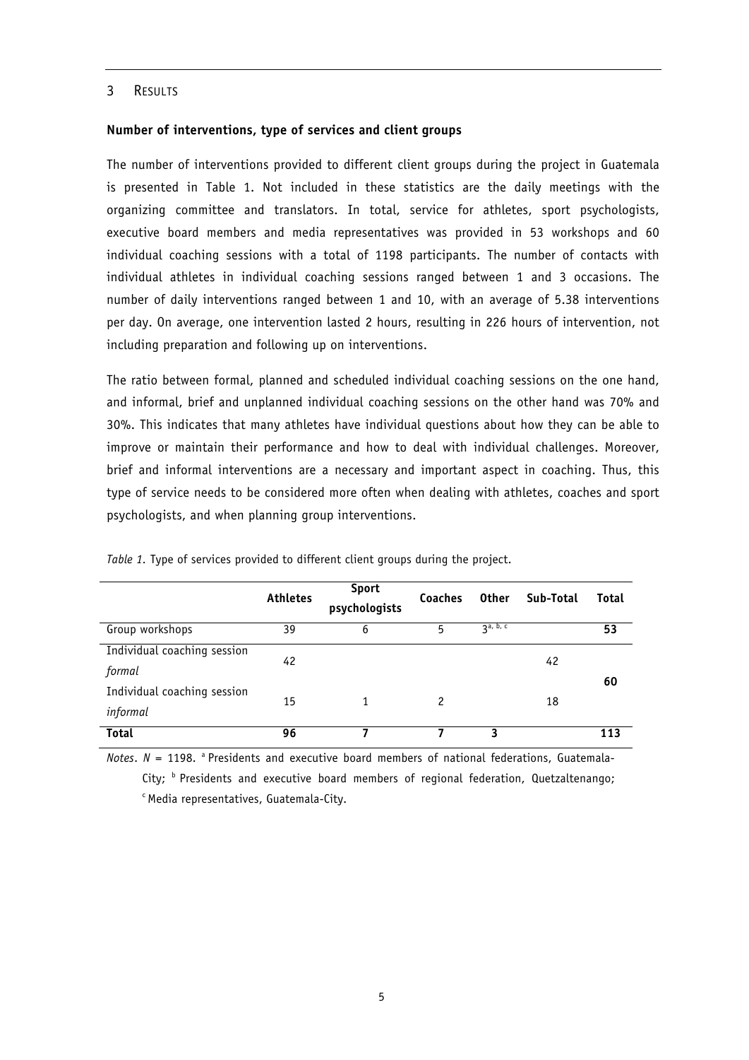# 3 Results

**Number of interventions, type of services and client groups**

The number of interventions provided to different client groups during the project in Guatemala is presented in Table 1. Not included in these statistics are the daily meetings with the organizing committee and translators. In total, service for athletes, sport psychologists, executive board members and media representatives was provided in 53 workshops and 60 individual coaching sessions with a total of 1198 participants. The number of contacts with individual athletes in individual coaching sessions ranged between 1 and 3 occasions. The number of daily interventions ranged between 1 and 10, with an average of 5.38 interventions per day. On average, one intervention lasted 2 hours, resulting in 226 hours of intervention, not including preparation and following up on interventions.

The ratio between formal, planned and scheduled individual coaching sessions on the one hand, and informal, brief and unplanned individual coaching sessions on the other hand was 70% and 30%. This indicates that many athletes have individual questions about how they can be able to improve or maintain their performance and how to deal with individual challenges. Moreover, brief and informal interventions are a necessary and important aspect in coaching. Thus, this type of service needs to be considered more often when dealing with athletes, coaches and sport psychologists, and when planning group interventions.

*Table 1.* Type of services provided to different client groups during the project.

| | Athletes | Sport psychologists | Coaches | Other | Sub-Total | Total |
|---|---|---|---|---|---|---|
| Group workshops | 39 | 6 | 5 | 3[a, b, c] | | **53** |
| Individual coaching session *formal* | 42 | | | | 42 | **60** |
| Individual coaching session *informal* | 15 | 1 | 2 | | 18 | |
| **Total** | **96** | **7** | **7** | **3** | | **113** |

*Notes*. $N$ = 1198. [a] Presidents and executive board members of national federations, Guatemala-City; [b] Presidents and executive board members of regional federation, Quetzaltenango; [c] Media representatives, Guatemala-City.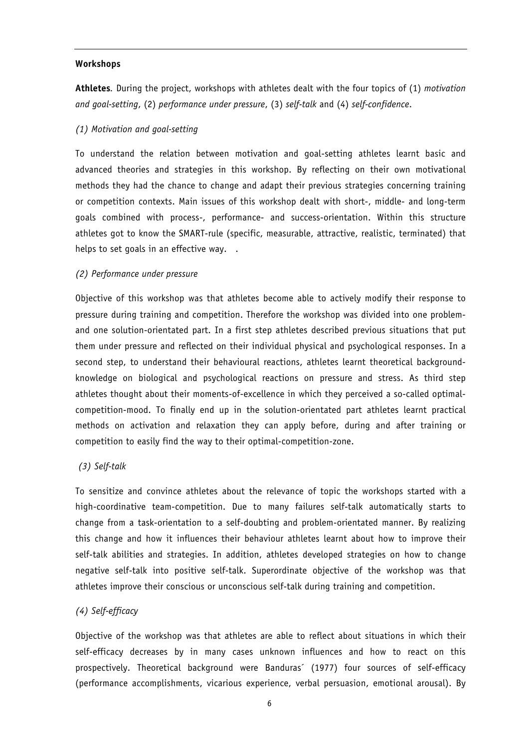## Workshops

**Athletes**. During the project, workshops with athletes dealt with the four topics of (1) *motivation and goal-setting*, (2) *performance under pressure*, (3) *self-talk* and (4) *self-confidence*.

*(1) Motivation and goal-setting*

To understand the relation between motivation and goal-setting athletes learnt basic and advanced theories and strategies in this workshop. By reflecting on their own motivational methods they had the chance to change and adapt their previous strategies concerning training or competition contexts. Main issues of this workshop dealt with short-, middle- and long-term goals combined with process-, performance- and success-orientation. Within this structure athletes got to know the SMART-rule (specific, measurable, attractive, realistic, terminated) that helps to set goals in an effective way. .

*(2) Performance under pressure*

Objective of this workshop was that athletes become able to actively modify their response to pressure during training and competition. Therefore the workshop was divided into one problem- and one solution-orientated part. In a first step athletes described previous situations that put them under pressure and reflected on their individual physical and psychological responses. In a second step, to understand their behavioural reactions, athletes learnt theoretical background-knowledge on biological and psychological reactions on pressure and stress. As third step athletes thought about their moments-of-excellence in which they perceived a so-called optimal-competition-mood. To finally end up in the solution-orientated part athletes learnt practical methods on activation and relaxation they can apply before, during and after training or competition to easily find the way to their optimal-competition-zone.

*(3) Self-talk*

To sensitize and convince athletes about the relevance of topic the workshops started with a high-coordinative team-competition. Due to many failures self-talk automatically starts to change from a task-orientation to a self-doubting and problem-orientated manner. By realizing this change and how it influences their behaviour athletes learnt about how to improve their self-talk abilities and strategies. In addition, athletes developed strategies on how to change negative self-talk into positive self-talk. Superordinate objective of the workshop was that athletes improve their conscious or unconscious self-talk during training and competition.

*(4) Self-efficacy*

Objective of the workshop was that athletes are able to reflect about situations in which their self-efficacy decreases by in many cases unknown influences and how to react on this prospectively. Theoretical background were Banduras´ (1977) four sources of self-efficacy (performance accomplishments, vicarious experience, verbal persuasion, emotional arousal). By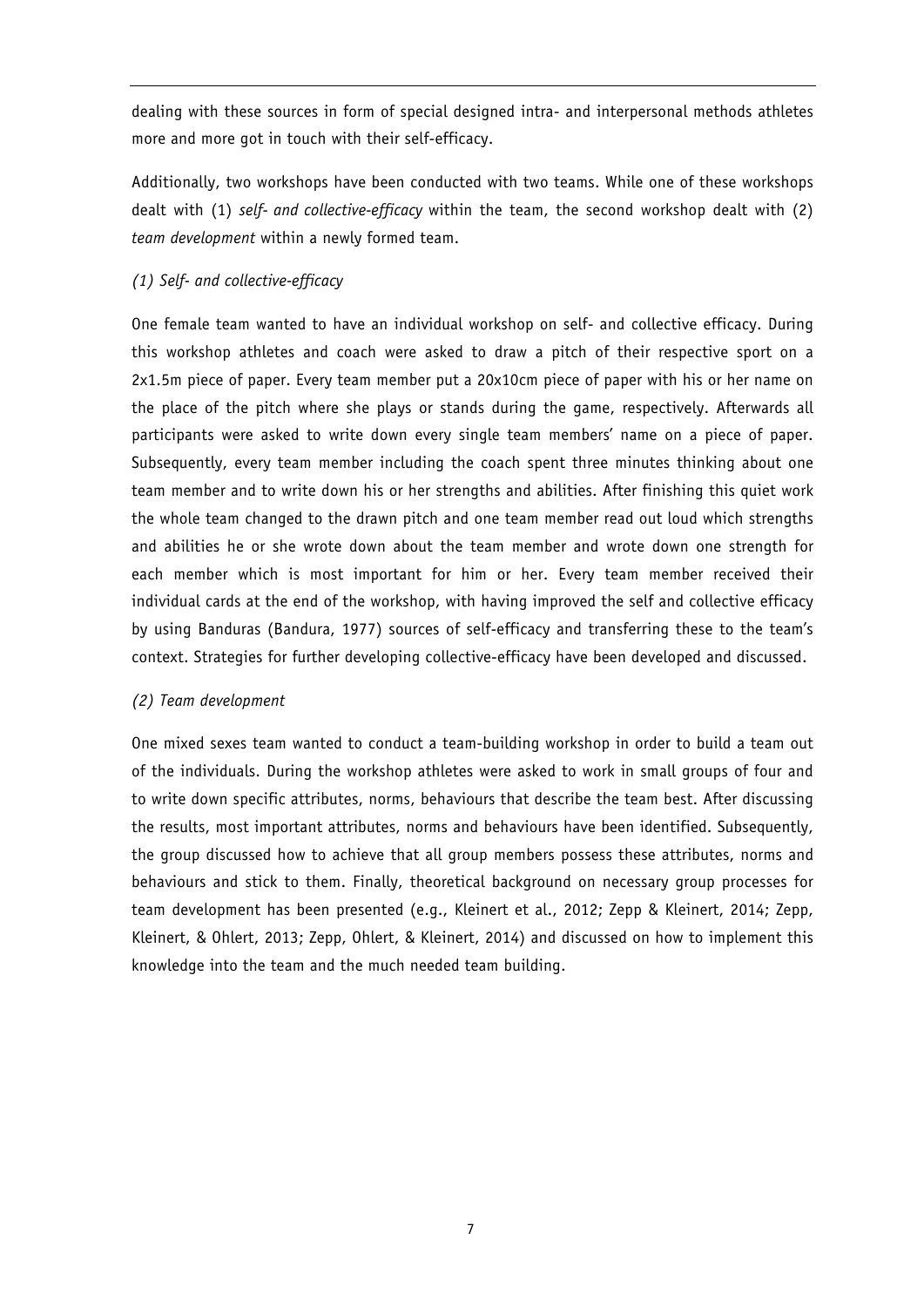dealing with these sources in form of special designed intra- and interpersonal methods athletes more and more got in touch with their self-efficacy.

Additionally, two workshops have been conducted with two teams. While one of these workshops dealt with (1) *self- and collective-efficacy* within the team, the second workshop dealt with (2) *team development* within a newly formed team.

*(1) Self- and collective-efficacy*

One female team wanted to have an individual workshop on self- and collective efficacy. During this workshop athletes and coach were asked to draw a pitch of their respective sport on a 2x1.5m piece of paper. Every team member put a 20x10cm piece of paper with his or her name on the place of the pitch where she plays or stands during the game, respectively. Afterwards all participants were asked to write down every single team members' name on a piece of paper. Subsequently, every team member including the coach spent three minutes thinking about one team member and to write down his or her strengths and abilities. After finishing this quiet work the whole team changed to the drawn pitch and one team member read out loud which strengths and abilities he or she wrote down about the team member and wrote down one strength for each member which is most important for him or her. Every team member received their individual cards at the end of the workshop, with having improved the self and collective efficacy by using Banduras (Bandura, 1977) sources of self-efficacy and transferring these to the team's context. Strategies for further developing collective-efficacy have been developed and discussed.

*(2) Team development*

One mixed sexes team wanted to conduct a team-building workshop in order to build a team out of the individuals. During the workshop athletes were asked to work in small groups of four and to write down specific attributes, norms, behaviours that describe the team best. After discussing the results, most important attributes, norms and behaviours have been identified. Subsequently, the group discussed how to achieve that all group members possess these attributes, norms and behaviours and stick to them. Finally, theoretical background on necessary group processes for team development has been presented (e.g., Kleinert et al., 2012; Zepp & Kleinert, 2014; Zepp, Kleinert, & Ohlert, 2013; Zepp, Ohlert, & Kleinert, 2014) and discussed on how to implement this knowledge into the team and the much needed team building.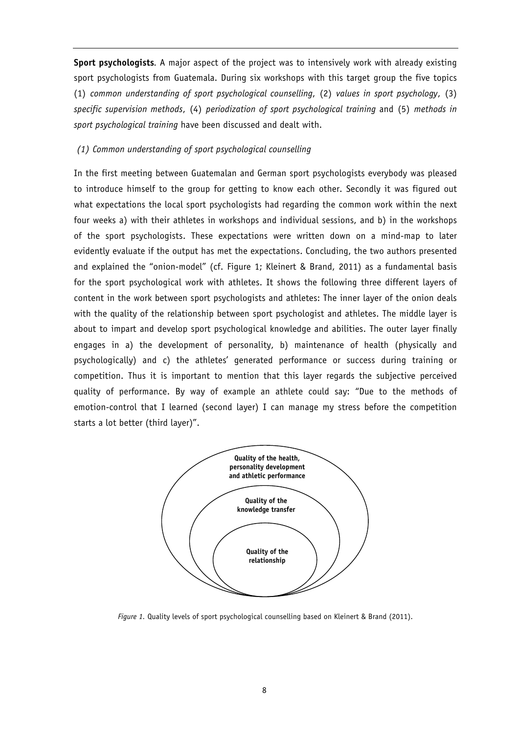**Sport psychologists**. A major aspect of the project was to intensively work with already existing sport psychologists from Guatemala. During six workshops with this target group the five topics (1) *common understanding of sport psychological counselling*, (2) *values in sport psychology*, (3) *specific supervision methods*, (4) *periodization of sport psychological training* and (5) *methods in sport psychological training* have been discussed and dealt with.

*(1) Common understanding of sport psychological counselling*

In the first meeting between Guatemalan and German sport psychologists everybody was pleased to introduce himself to the group for getting to know each other. Secondly it was figured out what expectations the local sport psychologists had regarding the common work within the next four weeks a) with their athletes in workshops and individual sessions, and b) in the workshops of the sport psychologists. These expectations were written down on a mind-map to later evidently evaluate if the output has met the expectations. Concluding, the two authors presented and explained the "onion-model" (cf. Figure 1; Kleinert & Brand, 2011) as a fundamental basis for the sport psychological work with athletes. It shows the following three different layers of content in the work between sport psychologists and athletes: The inner layer of the onion deals with the quality of the relationship between sport psychologist and athletes. The middle layer is about to impart and develop sport psychological knowledge and abilities. The outer layer finally engages in a) the development of personality, b) maintenance of health (physically and psychologically) and c) the athletes' generated performance or success during training or competition. Thus it is important to mention that this layer regards the subjective perceived quality of performance. By way of example an athlete could say: "Due to the methods of emotion-control that I learned (second layer) I can manage my stress before the competition starts a lot better (third layer)".

Quality of the health, personality development and athletic performance

Quality of the knowledge transfer

Quality of the relationship

*Figure 1.* Quality levels of sport psychological counselling based on Kleinert & Brand (2011).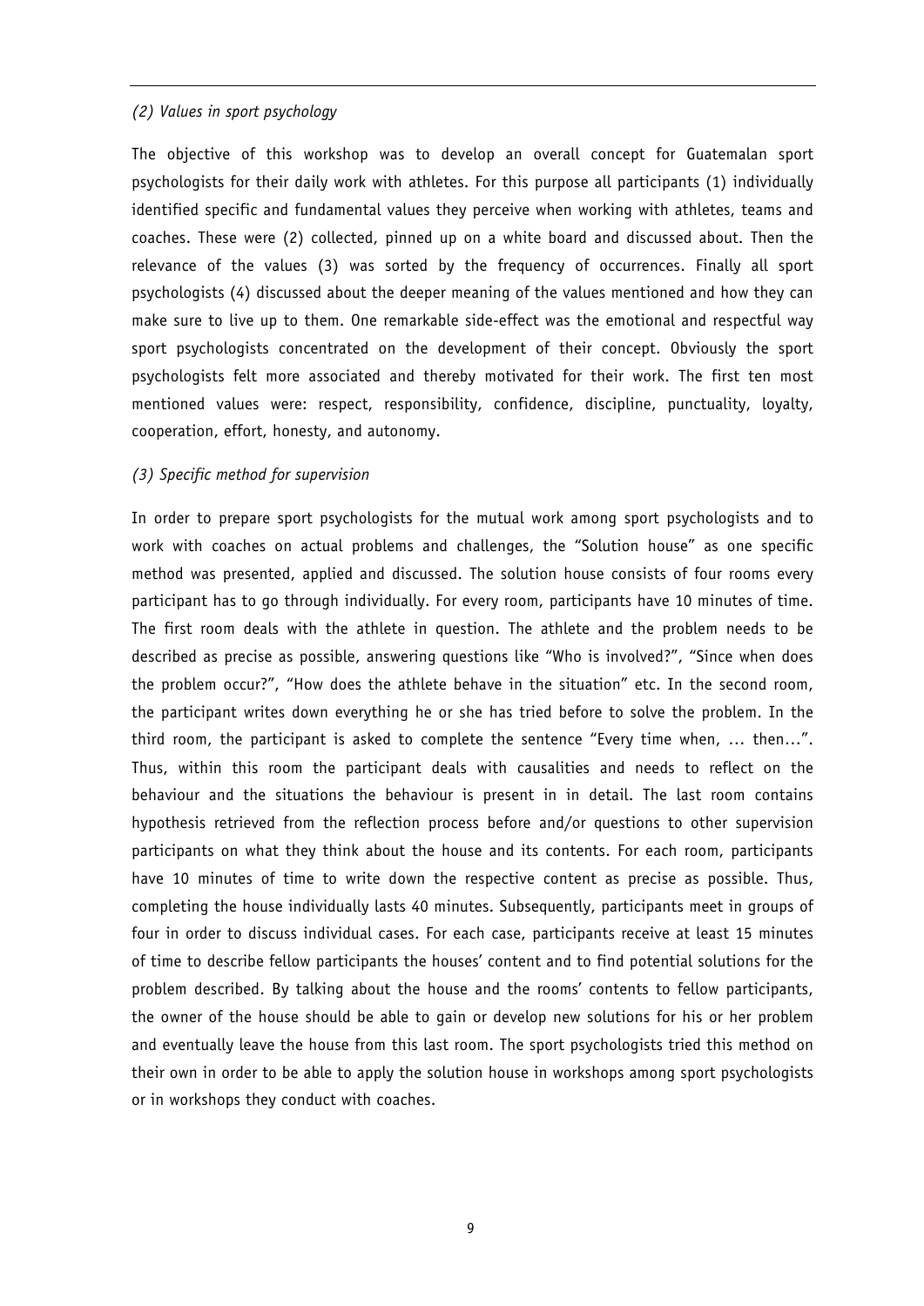*(2) Values in sport psychology*

The objective of this workshop was to develop an overall concept for Guatemalan sport psychologists for their daily work with athletes. For this purpose all participants (1) individually identified specific and fundamental values they perceive when working with athletes, teams and coaches. These were (2) collected, pinned up on a white board and discussed about. Then the relevance of the values (3) was sorted by the frequency of occurrences. Finally all sport psychologists (4) discussed about the deeper meaning of the values mentioned and how they can make sure to live up to them. One remarkable side-effect was the emotional and respectful way sport psychologists concentrated on the development of their concept. Obviously the sport psychologists felt more associated and thereby motivated for their work. The first ten most mentioned values were: respect, responsibility, confidence, discipline, punctuality, loyalty, cooperation, effort, honesty, and autonomy.

*(3) Specific method for supervision*

In order to prepare sport psychologists for the mutual work among sport psychologists and to work with coaches on actual problems and challenges, the "Solution house" as one specific method was presented, applied and discussed. The solution house consists of four rooms every participant has to go through individually. For every room, participants have 10 minutes of time. The first room deals with the athlete in question. The athlete and the problem needs to be described as precise as possible, answering questions like "Who is involved?", "Since when does the problem occur?", "How does the athlete behave in the situation" etc. In the second room, the participant writes down everything he or she has tried before to solve the problem. In the third room, the participant is asked to complete the sentence "Every time when, … then…". Thus, within this room the participant deals with causalities and needs to reflect on the behaviour and the situations the behaviour is present in in detail. The last room contains hypothesis retrieved from the reflection process before and/or questions to other supervision participants on what they think about the house and its contents. For each room, participants have 10 minutes of time to write down the respective content as precise as possible. Thus, completing the house individually lasts 40 minutes. Subsequently, participants meet in groups of four in order to discuss individual cases. For each case, participants receive at least 15 minutes of time to describe fellow participants the houses' content and to find potential solutions for the problem described. By talking about the house and the rooms' contents to fellow participants, the owner of the house should be able to gain or develop new solutions for his or her problem and eventually leave the house from this last room. The sport psychologists tried this method on their own in order to be able to apply the solution house in workshops among sport psychologists or in workshops they conduct with coaches.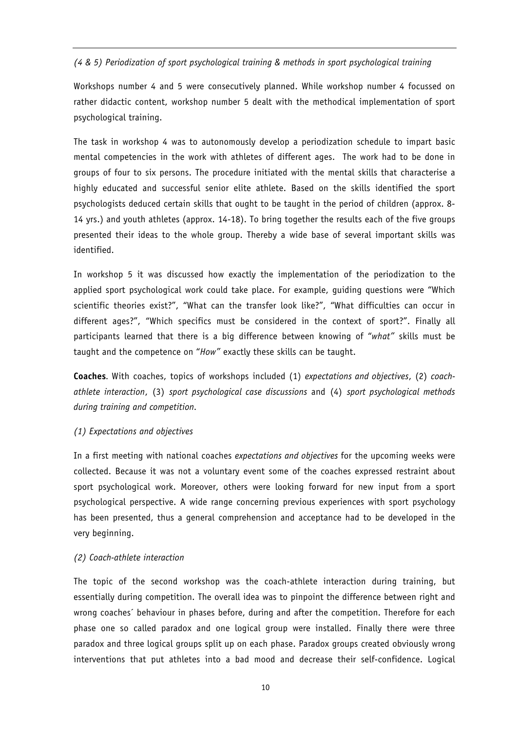*(4 & 5) Periodization of sport psychological training & methods in sport psychological training*

Workshops number 4 and 5 were consecutively planned. While workshop number 4 focussed on rather didactic content, workshop number 5 dealt with the methodical implementation of sport psychological training.

The task in workshop 4 was to autonomously develop a periodization schedule to impart basic mental competencies in the work with athletes of different ages. The work had to be done in groups of four to six persons. The procedure initiated with the mental skills that characterise a highly educated and successful senior elite athlete. Based on the skills identified the sport psychologists deduced certain skills that ought to be taught in the period of children (approx. 8-14 yrs.) and youth athletes (approx. 14-18). To bring together the results each of the five groups presented their ideas to the whole group. Thereby a wide base of several important skills was identified.

In workshop 5 it was discussed how exactly the implementation of the periodization to the applied sport psychological work could take place. For example, guiding questions were "Which scientific theories exist?", "What can the transfer look like?", "What difficulties can occur in different ages?", "Which specifics must be considered in the context of sport?". Finally all participants learned that there is a big difference between knowing of "*what"* skills must be taught and the competence on "*How"* exactly these skills can be taught.

**Coaches**. With coaches, topics of workshops included (1) *expectations and objectives*, (2) *coach-athlete interaction*, (3) *sport psychological case discussions* and (4) *sport psychological methods during training and competition*.

*(1) Expectations and objectives*

In a first meeting with national coaches *expectations and objectives* for the upcoming weeks were collected. Because it was not a voluntary event some of the coaches expressed restraint about sport psychological work. Moreover, others were looking forward for new input from a sport psychological perspective. A wide range concerning previous experiences with sport psychology has been presented, thus a general comprehension and acceptance had to be developed in the very beginning.

*(2) Coach-athlete interaction*

The topic of the second workshop was the coach-athlete interaction during training, but essentially during competition. The overall idea was to pinpoint the difference between right and wrong coaches´ behaviour in phases before, during and after the competition. Therefore for each phase one so called paradox and one logical group were installed. Finally there were three paradox and three logical groups split up on each phase. Paradox groups created obviously wrong interventions that put athletes into a bad mood and decrease their self-confidence. Logical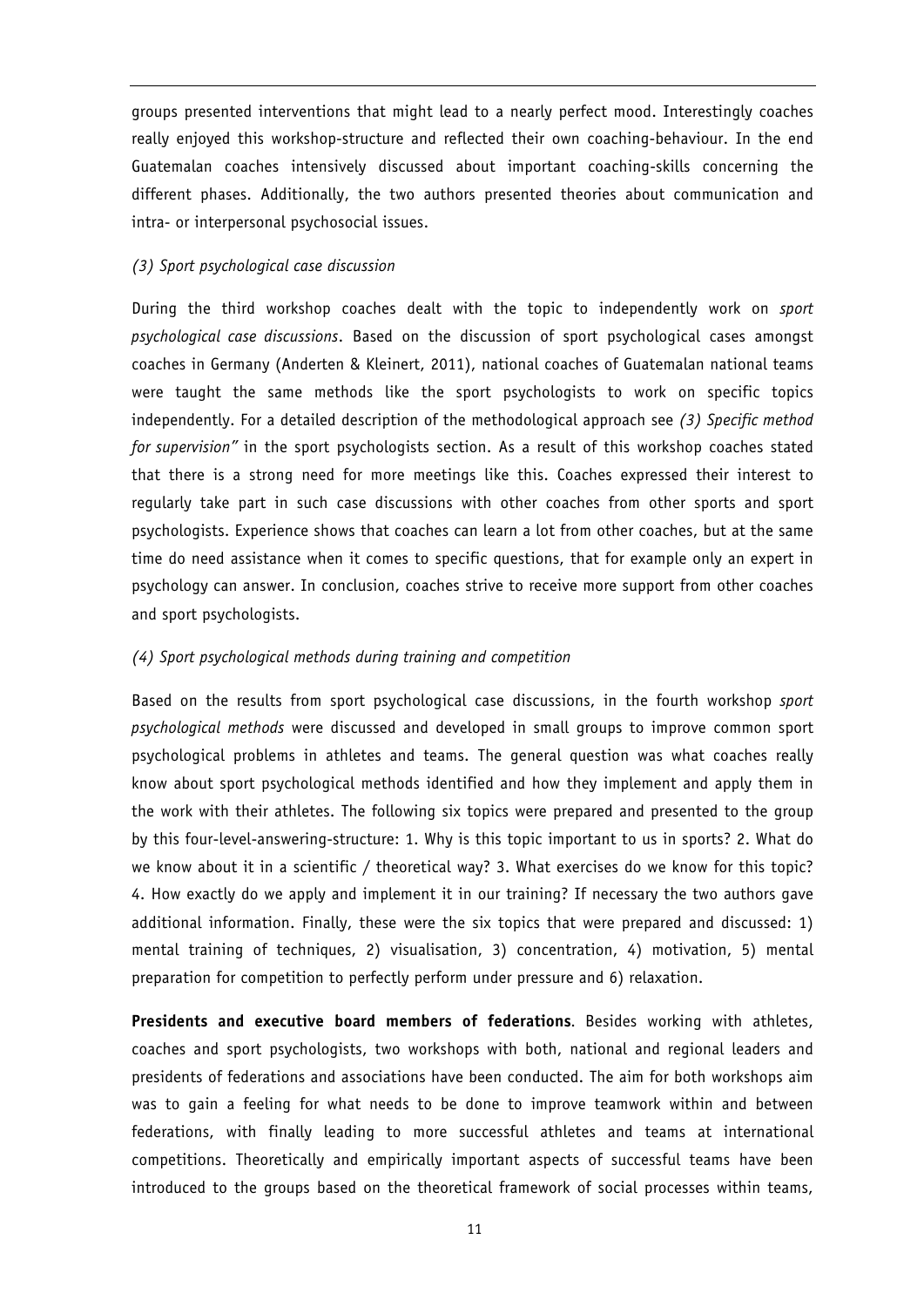groups presented interventions that might lead to a nearly perfect mood. Interestingly coaches really enjoyed this workshop-structure and reflected their own coaching-behaviour. In the end Guatemalan coaches intensively discussed about important coaching-skills concerning the different phases. Additionally, the two authors presented theories about communication and intra- or interpersonal psychosocial issues.

*(3) Sport psychological case discussion*

During the third workshop coaches dealt with the topic to independently work on *sport psychological case discussions*. Based on the discussion of sport psychological cases amongst coaches in Germany (Anderten & Kleinert, 2011), national coaches of Guatemalan national teams were taught the same methods like the sport psychologists to work on specific topics independently. For a detailed description of the methodological approach see *(3) Specific method for supervision"* in the sport psychologists section. As a result of this workshop coaches stated that there is a strong need for more meetings like this. Coaches expressed their interest to regularly take part in such case discussions with other coaches from other sports and sport psychologists. Experience shows that coaches can learn a lot from other coaches, but at the same time do need assistance when it comes to specific questions, that for example only an expert in psychology can answer. In conclusion, coaches strive to receive more support from other coaches and sport psychologists.

*(4) Sport psychological methods during training and competition*

Based on the results from sport psychological case discussions, in the fourth workshop *sport psychological methods* were discussed and developed in small groups to improve common sport psychological problems in athletes and teams. The general question was what coaches really know about sport psychological methods identified and how they implement and apply them in the work with their athletes. The following six topics were prepared and presented to the group by this four-level-answering-structure: 1. Why is this topic important to us in sports? 2. What do we know about it in a scientific / theoretical way? 3. What exercises do we know for this topic? 4. How exactly do we apply and implement it in our training? If necessary the two authors gave additional information. Finally, these were the six topics that were prepared and discussed: 1) mental training of techniques, 2) visualisation, 3) concentration, 4) motivation, 5) mental preparation for competition to perfectly perform under pressure and 6) relaxation.

**Presidents and executive board members of federations**. Besides working with athletes, coaches and sport psychologists, two workshops with both, national and regional leaders and presidents of federations and associations have been conducted. The aim for both workshops aim was to gain a feeling for what needs to be done to improve teamwork within and between federations, with finally leading to more successful athletes and teams at international competitions. Theoretically and empirically important aspects of successful teams have been introduced to the groups based on the theoretical framework of social processes within teams,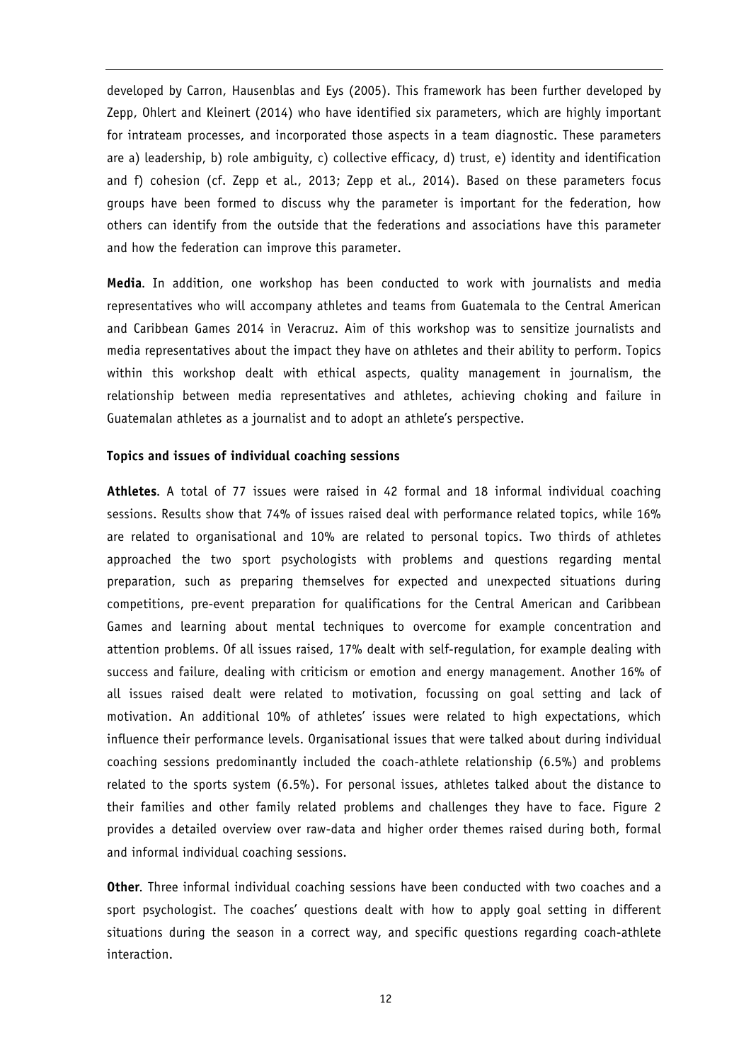developed by Carron, Hausenblas and Eys (2005). This framework has been further developed by Zepp, Ohlert and Kleinert (2014) who have identified six parameters, which are highly important for intrateam processes, and incorporated those aspects in a team diagnostic. These parameters are a) leadership, b) role ambiguity, c) collective efficacy, d) trust, e) identity and identification and f) cohesion (cf. Zepp et al., 2013; Zepp et al., 2014). Based on these parameters focus groups have been formed to discuss why the parameter is important for the federation, how others can identify from the outside that the federations and associations have this parameter and how the federation can improve this parameter.

**Media**. In addition, one workshop has been conducted to work with journalists and media representatives who will accompany athletes and teams from Guatemala to the Central American and Caribbean Games 2014 in Veracruz. Aim of this workshop was to sensitize journalists and media representatives about the impact they have on athletes and their ability to perform. Topics within this workshop dealt with ethical aspects, quality management in journalism, the relationship between media representatives and athletes, achieving choking and failure in Guatemalan athletes as a journalist and to adopt an athlete's perspective.

**Topics and issues of individual coaching sessions**

**Athletes**. A total of 77 issues were raised in 42 formal and 18 informal individual coaching sessions. Results show that 74% of issues raised deal with performance related topics, while 16% are related to organisational and 10% are related to personal topics. Two thirds of athletes approached the two sport psychologists with problems and questions regarding mental preparation, such as preparing themselves for expected and unexpected situations during competitions, pre-event preparation for qualifications for the Central American and Caribbean Games and learning about mental techniques to overcome for example concentration and attention problems. Of all issues raised, 17% dealt with self-regulation, for example dealing with success and failure, dealing with criticism or emotion and energy management. Another 16% of all issues raised dealt were related to motivation, focussing on goal setting and lack of motivation. An additional 10% of athletes' issues were related to high expectations, which influence their performance levels. Organisational issues that were talked about during individual coaching sessions predominantly included the coach-athlete relationship (6.5%) and problems related to the sports system (6.5%). For personal issues, athletes talked about the distance to their families and other family related problems and challenges they have to face. Figure 2 provides a detailed overview over raw-data and higher order themes raised during both, formal and informal individual coaching sessions.

**Other**. Three informal individual coaching sessions have been conducted with two coaches and a sport psychologist. The coaches' questions dealt with how to apply goal setting in different situations during the season in a correct way, and specific questions regarding coach-athlete interaction.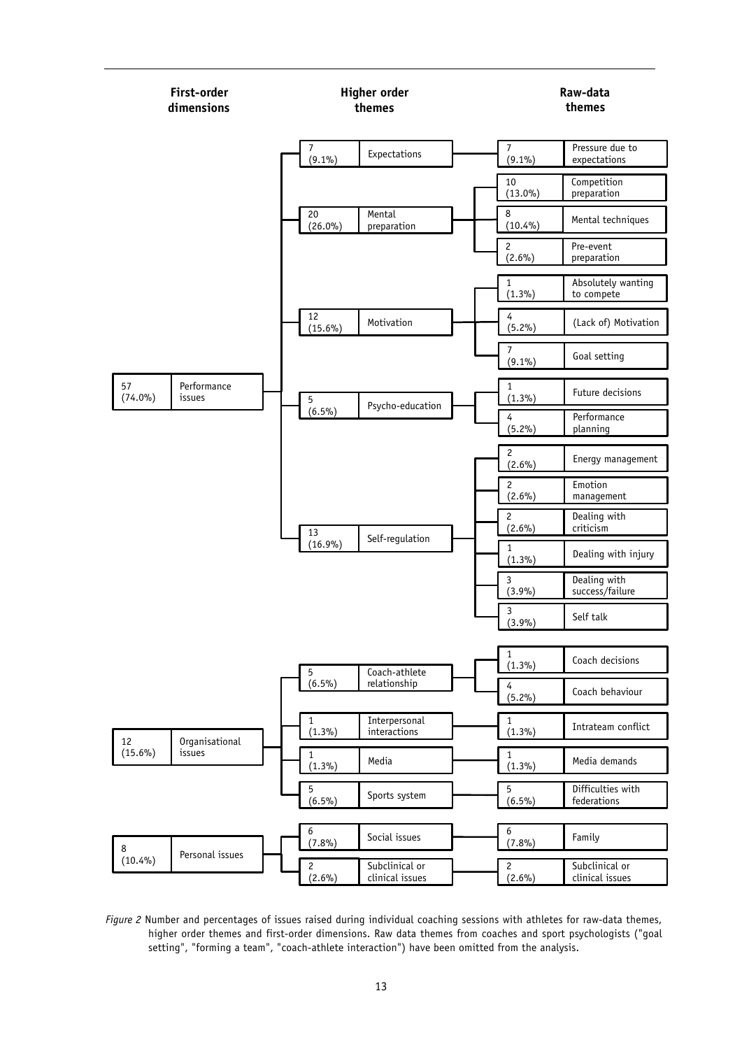First-order dimensions

Higher order themes

Raw-data themes

57 (74.0%) Performance issues

7 (9.1%) Expectations

7 (9.1%) Pressure due to expectations

20 (26.0%) Mental preparation

10 (13.0%) Competition preparation

8 (10.4%) Mental techniques

2 (2.6%) Pre-event preparation

12 (15.6%) Motivation

1 (1.3%) Absolutely wanting to compete

4 (5.2%) (Lack of) Motivation

7 (9.1%) Goal setting

5 (6.5%) Psycho-education

1 (1.3%) Future decisions

4 (5.2%) Performance planning

13 (16.9%) Self-regulation

2 (2.6%) Energy management

2 (2.6%) Emotion management

2 (2.6%) Dealing with criticism

1 (1.3%) Dealing with injury

3 (3.9%) Dealing with success/failure

3 (3.9%) Self talk

12 (15.6%) Organisational issues

5 (6.5%) Coach-athlete relationship

1 (1.3%) Coach decisions

4 (5.2%) Coach behaviour

1 (1.3%) Interpersonal interactions

1 (1.3%) Intrateam conflict

1 (1.3%) Media

1 (1.3%) Media demands

5 (6.5%) Sports system

5 (6.5%) Difficulties with federations

8 (10.4%) Personal issues

6 (7.8%) Social issues

6 (7.8%) Family

2 (2.6%) Subclinical or clinical issues

2 (2.6%) Subclinical or clinical issues

*Figure 2* Number and percentages of issues raised during individual coaching sessions with athletes for raw-data themes, higher order themes and first-order dimensions. Raw data themes from coaches and sport psychologists ("goal setting", "forming a team", "coach-athlete interaction") have been omitted from the analysis.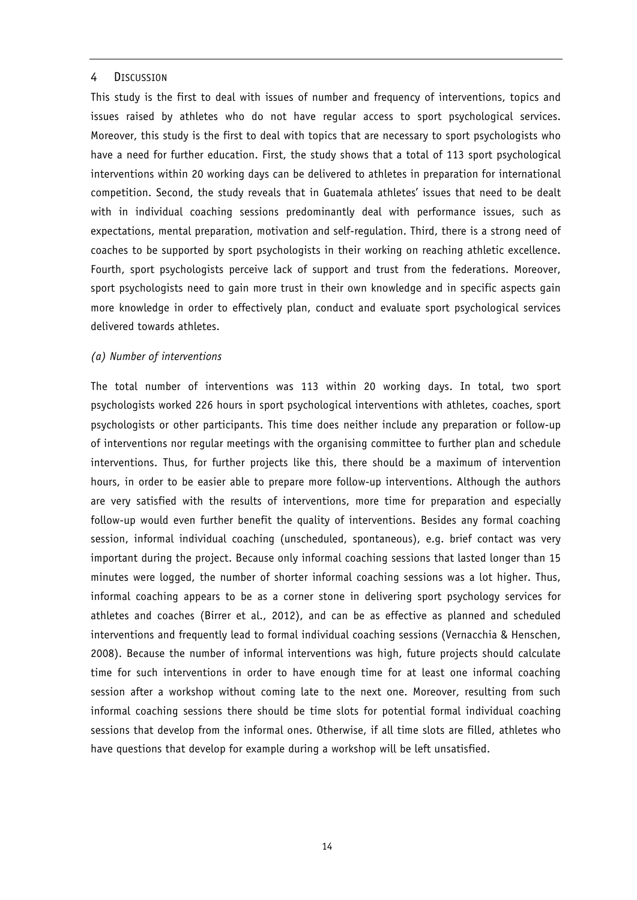## 4 Discussion

This study is the first to deal with issues of number and frequency of interventions, topics and issues raised by athletes who do not have regular access to sport psychological services. Moreover, this study is the first to deal with topics that are necessary to sport psychologists who have a need for further education. First, the study shows that a total of 113 sport psychological interventions within 20 working days can be delivered to athletes in preparation for international competition. Second, the study reveals that in Guatemala athletes' issues that need to be dealt with in individual coaching sessions predominantly deal with performance issues, such as expectations, mental preparation, motivation and self-regulation. Third, there is a strong need of coaches to be supported by sport psychologists in their working on reaching athletic excellence. Fourth, sport psychologists perceive lack of support and trust from the federations. Moreover, sport psychologists need to gain more trust in their own knowledge and in specific aspects gain more knowledge in order to effectively plan, conduct and evaluate sport psychological services delivered towards athletes.

### *(a) Number of interventions*

The total number of interventions was 113 within 20 working days. In total, two sport psychologists worked 226 hours in sport psychological interventions with athletes, coaches, sport psychologists or other participants. This time does neither include any preparation or follow-up of interventions nor regular meetings with the organising committee to further plan and schedule interventions. Thus, for further projects like this, there should be a maximum of intervention hours, in order to be easier able to prepare more follow-up interventions. Although the authors are very satisfied with the results of interventions, more time for preparation and especially follow-up would even further benefit the quality of interventions. Besides any formal coaching session, informal individual coaching (unscheduled, spontaneous), e.g. brief contact was very important during the project. Because only informal coaching sessions that lasted longer than 15 minutes were logged, the number of shorter informal coaching sessions was a lot higher. Thus, informal coaching appears to be as a corner stone in delivering sport psychology services for athletes and coaches (Birrer et al., 2012), and can be as effective as planned and scheduled interventions and frequently lead to formal individual coaching sessions (Vernacchia & Henschen, 2008). Because the number of informal interventions was high, future projects should calculate time for such interventions in order to have enough time for at least one informal coaching session after a workshop without coming late to the next one. Moreover, resulting from such informal coaching sessions there should be time slots for potential formal individual coaching sessions that develop from the informal ones. Otherwise, if all time slots are filled, athletes who have questions that develop for example during a workshop will be left unsatisfied.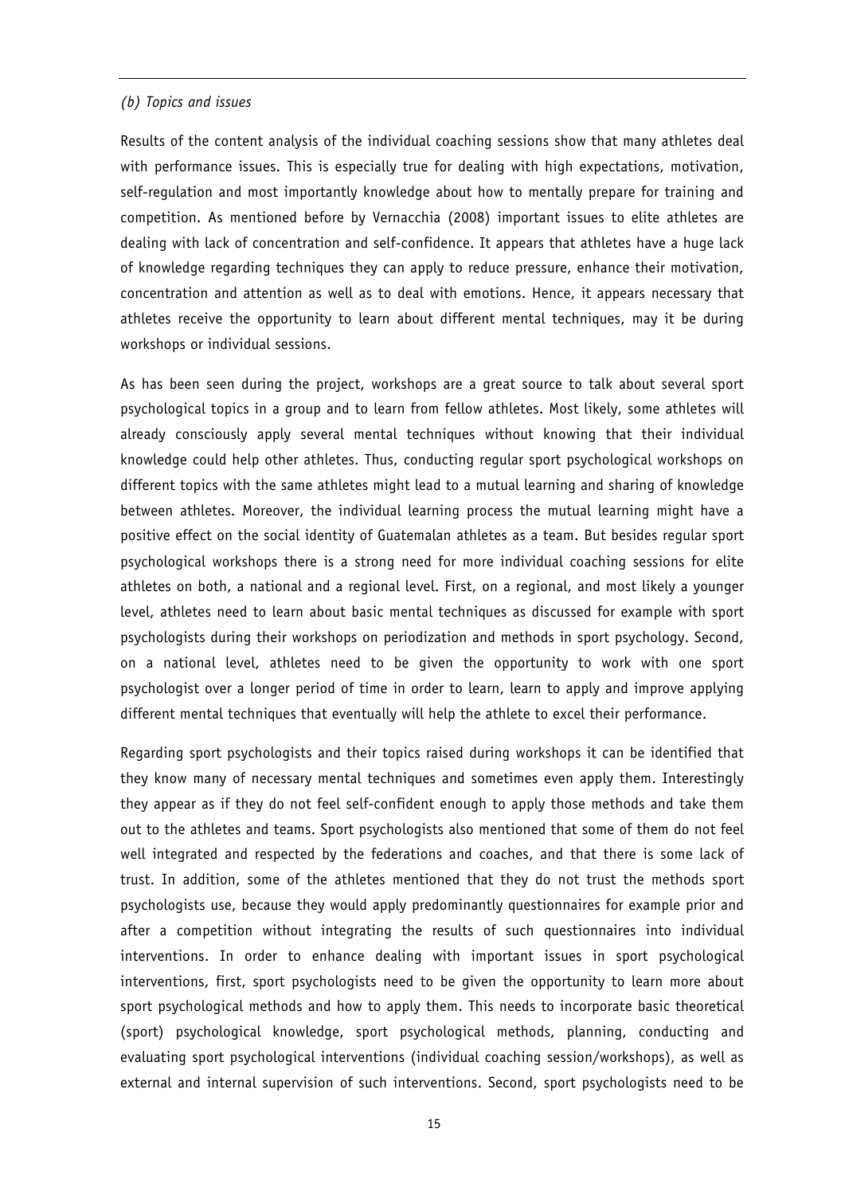*(b) Topics and issues*

Results of the content analysis of the individual coaching sessions show that many athletes deal with performance issues. This is especially true for dealing with high expectations, motivation, self-regulation and most importantly knowledge about how to mentally prepare for training and competition. As mentioned before by Vernacchia (2008) important issues to elite athletes are dealing with lack of concentration and self-confidence. It appears that athletes have a huge lack of knowledge regarding techniques they can apply to reduce pressure, enhance their motivation, concentration and attention as well as to deal with emotions. Hence, it appears necessary that athletes receive the opportunity to learn about different mental techniques, may it be during workshops or individual sessions.

As has been seen during the project, workshops are a great source to talk about several sport psychological topics in a group and to learn from fellow athletes. Most likely, some athletes will already consciously apply several mental techniques without knowing that their individual knowledge could help other athletes. Thus, conducting regular sport psychological workshops on different topics with the same athletes might lead to a mutual learning and sharing of knowledge between athletes. Moreover, the individual learning process the mutual learning might have a positive effect on the social identity of Guatemalan athletes as a team. But besides regular sport psychological workshops there is a strong need for more individual coaching sessions for elite athletes on both, a national and a regional level. First, on a regional, and most likely a younger level, athletes need to learn about basic mental techniques as discussed for example with sport psychologists during their workshops on periodization and methods in sport psychology. Second, on a national level, athletes need to be given the opportunity to work with one sport psychologist over a longer period of time in order to learn, learn to apply and improve applying different mental techniques that eventually will help the athlete to excel their performance.

Regarding sport psychologists and their topics raised during workshops it can be identified that they know many of necessary mental techniques and sometimes even apply them. Interestingly they appear as if they do not feel self-confident enough to apply those methods and take them out to the athletes and teams. Sport psychologists also mentioned that some of them do not feel well integrated and respected by the federations and coaches, and that there is some lack of trust. In addition, some of the athletes mentioned that they do not trust the methods sport psychologists use, because they would apply predominantly questionnaires for example prior and after a competition without integrating the results of such questionnaires into individual interventions. In order to enhance dealing with important issues in sport psychological interventions, first, sport psychologists need to be given the opportunity to learn more about sport psychological methods and how to apply them. This needs to incorporate basic theoretical (sport) psychological knowledge, sport psychological methods, planning, conducting and evaluating sport psychological interventions (individual coaching session/workshops), as well as external and internal supervision of such interventions. Second, sport psychologists need to be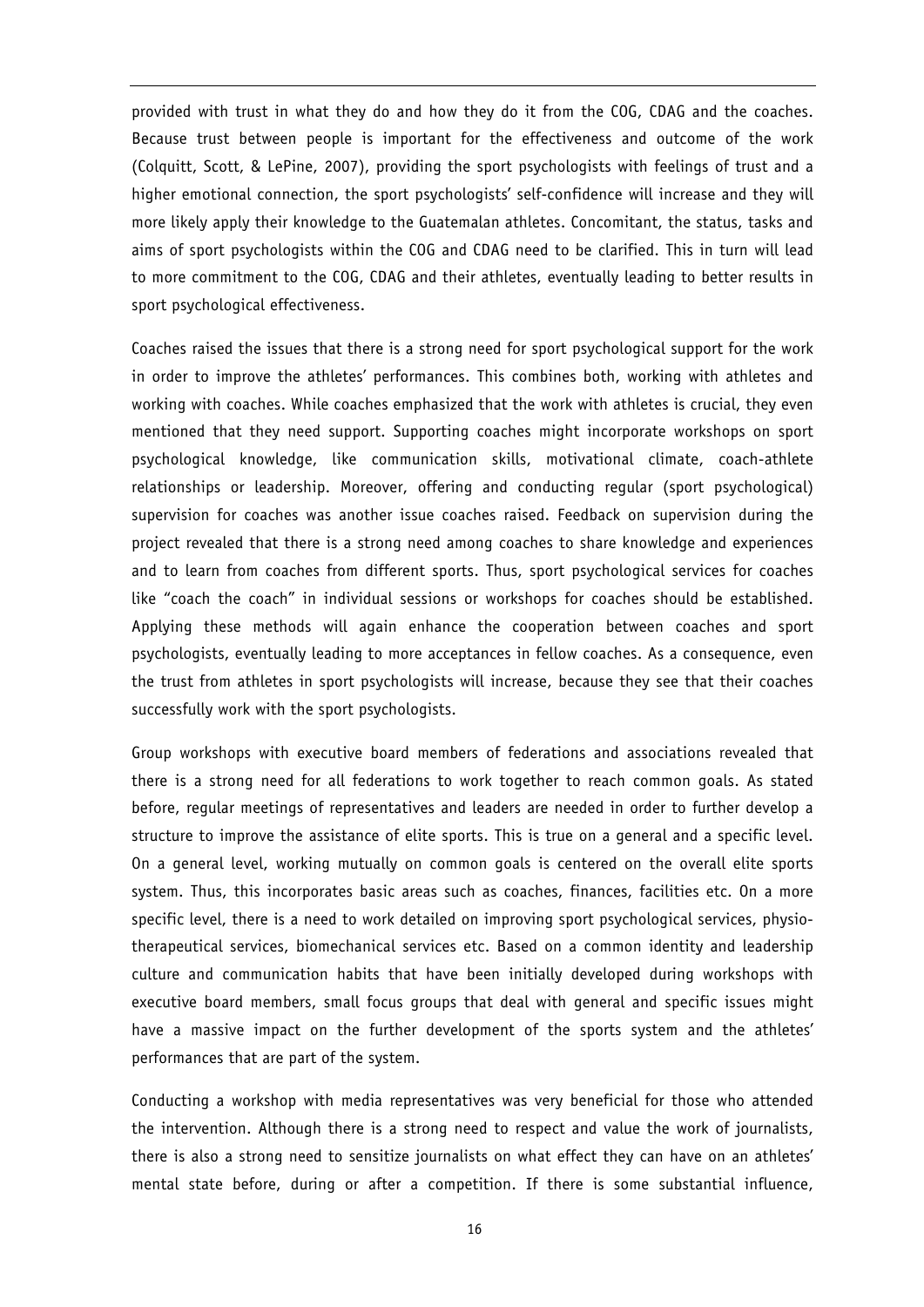provided with trust in what they do and how they do it from the COG, CDAG and the coaches. Because trust between people is important for the effectiveness and outcome of the work (Colquitt, Scott, & LePine, 2007), providing the sport psychologists with feelings of trust and a higher emotional connection, the sport psychologists' self-confidence will increase and they will more likely apply their knowledge to the Guatemalan athletes. Concomitant, the status, tasks and aims of sport psychologists within the COG and CDAG need to be clarified. This in turn will lead to more commitment to the COG, CDAG and their athletes, eventually leading to better results in sport psychological effectiveness.

Coaches raised the issues that there is a strong need for sport psychological support for the work in order to improve the athletes' performances. This combines both, working with athletes and working with coaches. While coaches emphasized that the work with athletes is crucial, they even mentioned that they need support. Supporting coaches might incorporate workshops on sport psychological knowledge, like communication skills, motivational climate, coach-athlete relationships or leadership. Moreover, offering and conducting regular (sport psychological) supervision for coaches was another issue coaches raised. Feedback on supervision during the project revealed that there is a strong need among coaches to share knowledge and experiences and to learn from coaches from different sports. Thus, sport psychological services for coaches like "coach the coach" in individual sessions or workshops for coaches should be established. Applying these methods will again enhance the cooperation between coaches and sport psychologists, eventually leading to more acceptances in fellow coaches. As a consequence, even the trust from athletes in sport psychologists will increase, because they see that their coaches successfully work with the sport psychologists.

Group workshops with executive board members of federations and associations revealed that there is a strong need for all federations to work together to reach common goals. As stated before, regular meetings of representatives and leaders are needed in order to further develop a structure to improve the assistance of elite sports. This is true on a general and a specific level. On a general level, working mutually on common goals is centered on the overall elite sports system. Thus, this incorporates basic areas such as coaches, finances, facilities etc. On a more specific level, there is a need to work detailed on improving sport psychological services, physio-therapeutical services, biomechanical services etc. Based on a common identity and leadership culture and communication habits that have been initially developed during workshops with executive board members, small focus groups that deal with general and specific issues might have a massive impact on the further development of the sports system and the athletes' performances that are part of the system.

Conducting a workshop with media representatives was very beneficial for those who attended the intervention. Although there is a strong need to respect and value the work of journalists, there is also a strong need to sensitize journalists on what effect they can have on an athletes' mental state before, during or after a competition. If there is some substantial influence,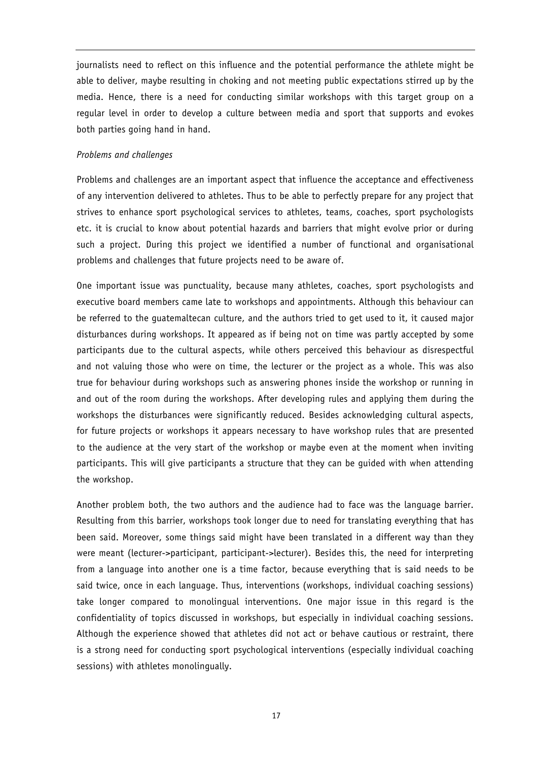journalists need to reflect on this influence and the potential performance the athlete might be able to deliver, maybe resulting in choking and not meeting public expectations stirred up by the media. Hence, there is a need for conducting similar workshops with this target group on a regular level in order to develop a culture between media and sport that supports and evokes both parties going hand in hand.

*Problems and challenges*

Problems and challenges are an important aspect that influence the acceptance and effectiveness of any intervention delivered to athletes. Thus to be able to perfectly prepare for any project that strives to enhance sport psychological services to athletes, teams, coaches, sport psychologists etc. it is crucial to know about potential hazards and barriers that might evolve prior or during such a project. During this project we identified a number of functional and organisational problems and challenges that future projects need to be aware of.

One important issue was punctuality, because many athletes, coaches, sport psychologists and executive board members came late to workshops and appointments. Although this behaviour can be referred to the guatemaltecan culture, and the authors tried to get used to it, it caused major disturbances during workshops. It appeared as if being not on time was partly accepted by some participants due to the cultural aspects, while others perceived this behaviour as disrespectful and not valuing those who were on time, the lecturer or the project as a whole. This was also true for behaviour during workshops such as answering phones inside the workshop or running in and out of the room during the workshops. After developing rules and applying them during the workshops the disturbances were significantly reduced. Besides acknowledging cultural aspects, for future projects or workshops it appears necessary to have workshop rules that are presented to the audience at the very start of the workshop or maybe even at the moment when inviting participants. This will give participants a structure that they can be guided with when attending the workshop.

Another problem both, the two authors and the audience had to face was the language barrier. Resulting from this barrier, workshops took longer due to need for translating everything that has been said. Moreover, some things said might have been translated in a different way than they were meant (lecturer->participant, participant->lecturer). Besides this, the need for interpreting from a language into another one is a time factor, because everything that is said needs to be said twice, once in each language. Thus, interventions (workshops, individual coaching sessions) take longer compared to monolingual interventions. One major issue in this regard is the confidentiality of topics discussed in workshops, but especially in individual coaching sessions. Although the experience showed that athletes did not act or behave cautious or restraint, there is a strong need for conducting sport psychological interventions (especially individual coaching sessions) with athletes monolingually.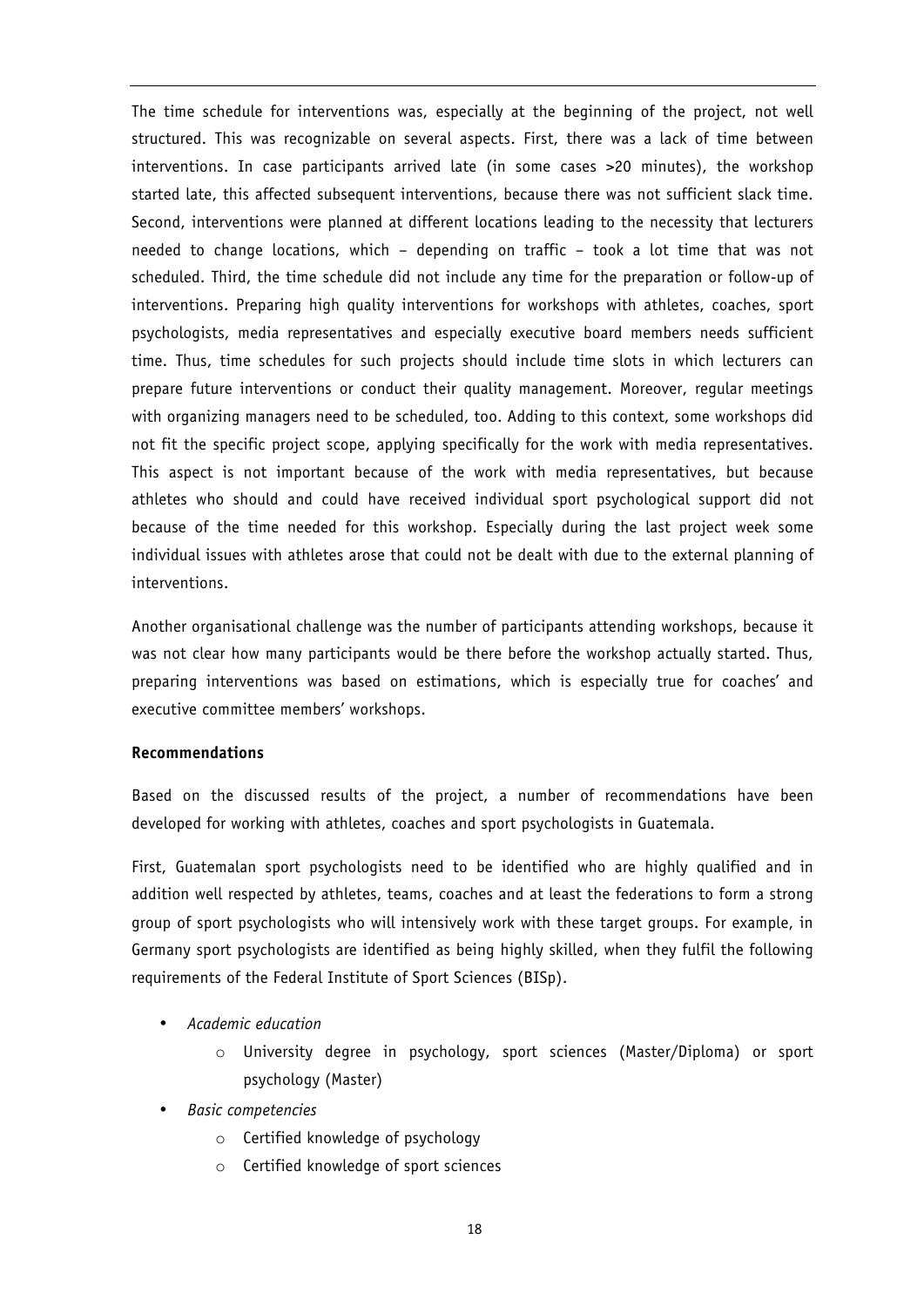The time schedule for interventions was, especially at the beginning of the project, not well structured. This was recognizable on several aspects. First, there was a lack of time between interventions. In case participants arrived late (in some cases >20 minutes), the workshop started late, this affected subsequent interventions, because there was not sufficient slack time. Second, interventions were planned at different locations leading to the necessity that lecturers needed to change locations, which – depending on traffic – took a lot time that was not scheduled. Third, the time schedule did not include any time for the preparation or follow-up of interventions. Preparing high quality interventions for workshops with athletes, coaches, sport psychologists, media representatives and especially executive board members needs sufficient time. Thus, time schedules for such projects should include time slots in which lecturers can prepare future interventions or conduct their quality management. Moreover, regular meetings with organizing managers need to be scheduled, too. Adding to this context, some workshops did not fit the specific project scope, applying specifically for the work with media representatives. This aspect is not important because of the work with media representatives, but because athletes who should and could have received individual sport psychological support did not because of the time needed for this workshop. Especially during the last project week some individual issues with athletes arose that could not be dealt with due to the external planning of interventions.

Another organisational challenge was the number of participants attending workshops, because it was not clear how many participants would be there before the workshop actually started. Thus, preparing interventions was based on estimations, which is especially true for coaches' and executive committee members' workshops.

**Recommendations**

Based on the discussed results of the project, a number of recommendations have been developed for working with athletes, coaches and sport psychologists in Guatemala.

First, Guatemalan sport psychologists need to be identified who are highly qualified and in addition well respected by athletes, teams, coaches and at least the federations to form a strong group of sport psychologists who will intensively work with these target groups. For example, in Germany sport psychologists are identified as being highly skilled, when they fulfil the following requirements of the Federal Institute of Sport Sciences (BISp).

- *Academic education*
    - University degree in psychology, sport sciences (Master/Diploma) or sport psychology (Master)
- *Basic competencies*
    - Certified knowledge of psychology
    - Certified knowledge of sport sciences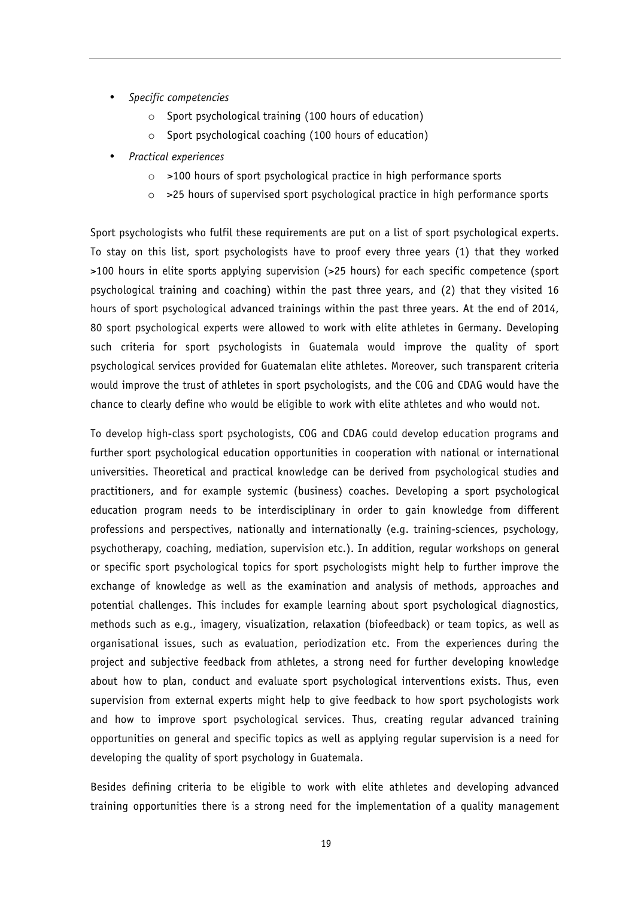- *Specific competencies*
    - Sport psychological training (100 hours of education)
    - Sport psychological coaching (100 hours of education)
- *Practical experiences*
    - >100 hours of sport psychological practice in high performance sports
    - >25 hours of supervised sport psychological practice in high performance sports

Sport psychologists who fulfil these requirements are put on a list of sport psychological experts. To stay on this list, sport psychologists have to proof every three years (1) that they worked >100 hours in elite sports applying supervision (>25 hours) for each specific competence (sport psychological training and coaching) within the past three years, and (2) that they visited 16 hours of sport psychological advanced trainings within the past three years. At the end of 2014, 80 sport psychological experts were allowed to work with elite athletes in Germany. Developing such criteria for sport psychologists in Guatemala would improve the quality of sport psychological services provided for Guatemalan elite athletes. Moreover, such transparent criteria would improve the trust of athletes in sport psychologists, and the COG and CDAG would have the chance to clearly define who would be eligible to work with elite athletes and who would not.

To develop high-class sport psychologists, COG and CDAG could develop education programs and further sport psychological education opportunities in cooperation with national or international universities. Theoretical and practical knowledge can be derived from psychological studies and practitioners, and for example systemic (business) coaches. Developing a sport psychological education program needs to be interdisciplinary in order to gain knowledge from different professions and perspectives, nationally and internationally (e.g. training-sciences, psychology, psychotherapy, coaching, mediation, supervision etc.). In addition, regular workshops on general or specific sport psychological topics for sport psychologists might help to further improve the exchange of knowledge as well as the examination and analysis of methods, approaches and potential challenges. This includes for example learning about sport psychological diagnostics, methods such as e.g., imagery, visualization, relaxation (biofeedback) or team topics, as well as organisational issues, such as evaluation, periodization etc. From the experiences during the project and subjective feedback from athletes, a strong need for further developing knowledge about how to plan, conduct and evaluate sport psychological interventions exists. Thus, even supervision from external experts might help to give feedback to how sport psychologists work and how to improve sport psychological services. Thus, creating regular advanced training opportunities on general and specific topics as well as applying regular supervision is a need for developing the quality of sport psychology in Guatemala.

Besides defining criteria to be eligible to work with elite athletes and developing advanced training opportunities there is a strong need for the implementation of a quality management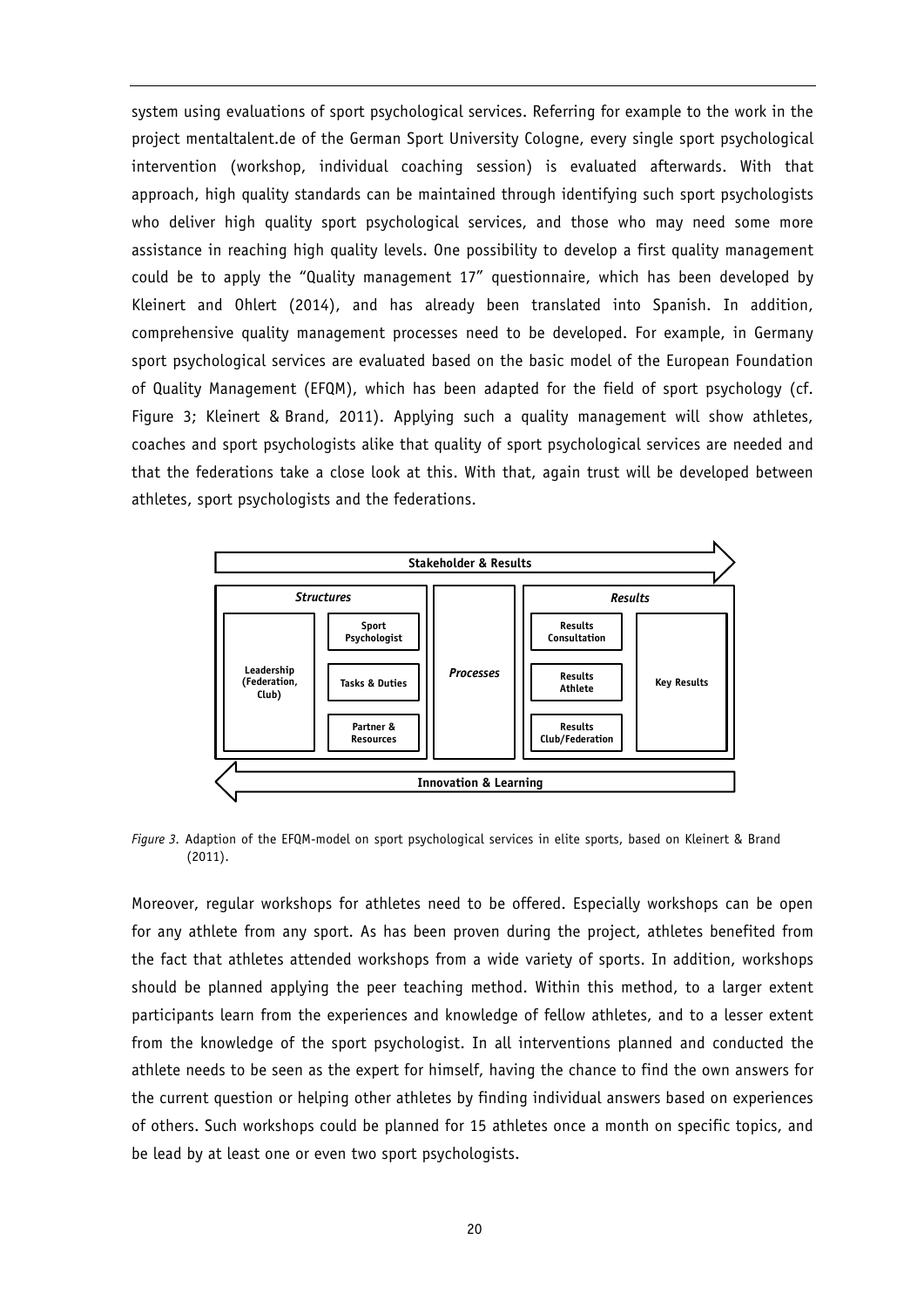system using evaluations of sport psychological services. Referring for example to the work in the project mentaltalent.de of the German Sport University Cologne, every single sport psychological intervention (workshop, individual coaching session) is evaluated afterwards. With that approach, high quality standards can be maintained through identifying such sport psychologists who deliver high quality sport psychological services, and those who may need some more assistance in reaching high quality levels. One possibility to develop a first quality management could be to apply the "Quality management 17" questionnaire, which has been developed by Kleinert and Ohlert (2014), and has already been translated into Spanish. In addition, comprehensive quality management processes need to be developed. For example, in Germany sport psychological services are evaluated based on the basic model of the European Foundation of Quality Management (EFQM), which has been adapted for the field of sport psychology (cf. Figure 3; Kleinert & Brand, 2011). Applying such a quality management will show athletes, coaches and sport psychologists alike that quality of sport psychological services are needed and that the federations take a close look at this. With that, again trust will be developed between athletes, sport psychologists and the federations.

Stakeholder & Results

*Structures*

Leadership (Federation, Club)

Sport Psychologist

Tasks & Duties

Partner & Resources

*Processes*

*Results*

Results Consultation

Results Athlete

Results Club/Federation

Key Results

Innovation & Learning

*Figure 3.* Adaption of the EFQM-model on sport psychological services in elite sports, based on Kleinert & Brand (2011).

Moreover, regular workshops for athletes need to be offered. Especially workshops can be open for any athlete from any sport. As has been proven during the project, athletes benefited from the fact that athletes attended workshops from a wide variety of sports. In addition, workshops should be planned applying the peer teaching method. Within this method, to a larger extent participants learn from the experiences and knowledge of fellow athletes, and to a lesser extent from the knowledge of the sport psychologist. In all interventions planned and conducted the athlete needs to be seen as the expert for himself, having the chance to find the own answers for the current question or helping other athletes by finding individual answers based on experiences of others. Such workshops could be planned for 15 athletes once a month on specific topics, and be lead by at least one or even two sport psychologists.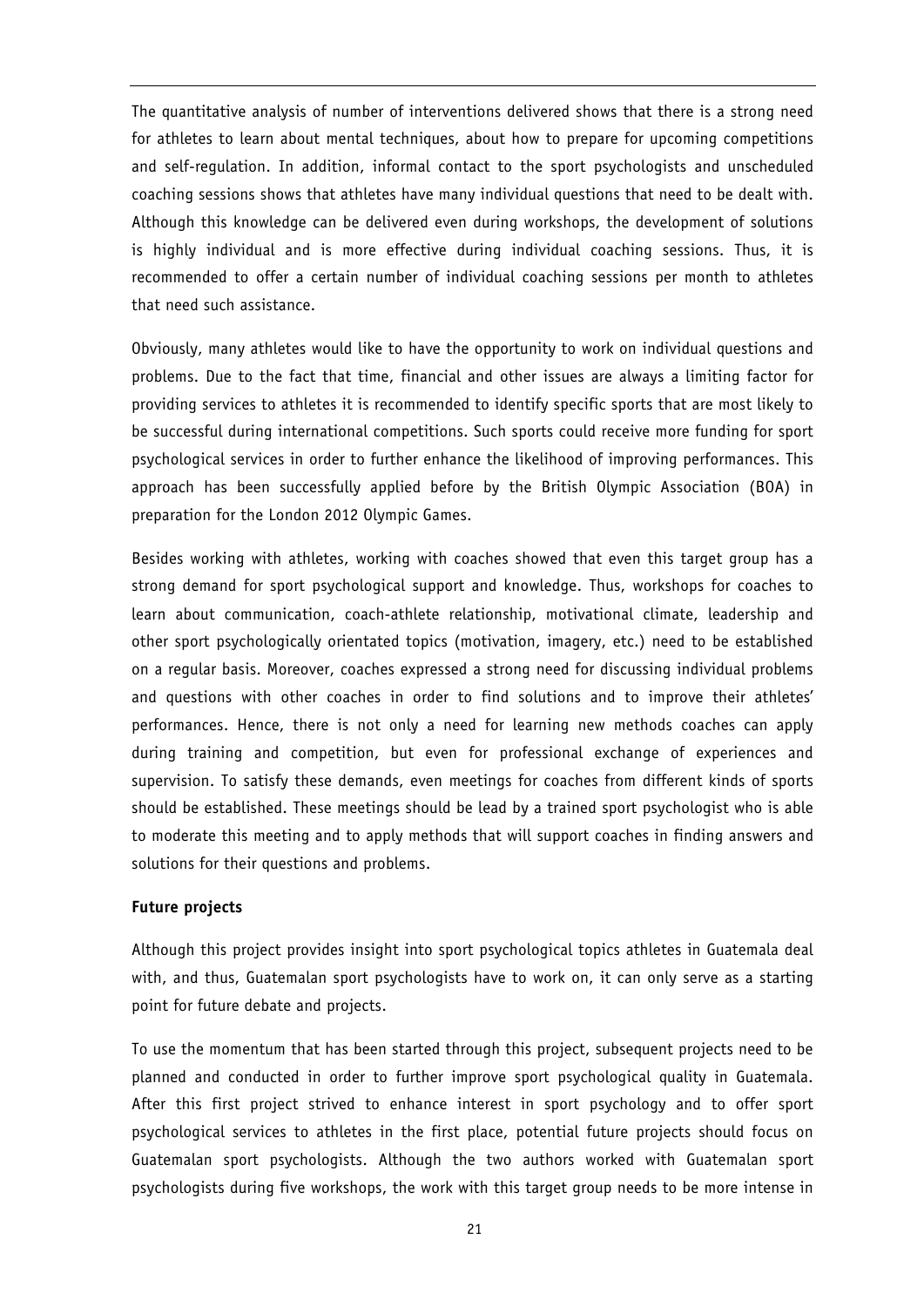The quantitative analysis of number of interventions delivered shows that there is a strong need for athletes to learn about mental techniques, about how to prepare for upcoming competitions and self-regulation. In addition, informal contact to the sport psychologists and unscheduled coaching sessions shows that athletes have many individual questions that need to be dealt with. Although this knowledge can be delivered even during workshops, the development of solutions is highly individual and is more effective during individual coaching sessions. Thus, it is recommended to offer a certain number of individual coaching sessions per month to athletes that need such assistance.

Obviously, many athletes would like to have the opportunity to work on individual questions and problems. Due to the fact that time, financial and other issues are always a limiting factor for providing services to athletes it is recommended to identify specific sports that are most likely to be successful during international competitions. Such sports could receive more funding for sport psychological services in order to further enhance the likelihood of improving performances. This approach has been successfully applied before by the British Olympic Association (BOA) in preparation for the London 2012 Olympic Games.

Besides working with athletes, working with coaches showed that even this target group has a strong demand for sport psychological support and knowledge. Thus, workshops for coaches to learn about communication, coach-athlete relationship, motivational climate, leadership and other sport psychologically orientated topics (motivation, imagery, etc.) need to be established on a regular basis. Moreover, coaches expressed a strong need for discussing individual problems and questions with other coaches in order to find solutions and to improve their athletes' performances. Hence, there is not only a need for learning new methods coaches can apply during training and competition, but even for professional exchange of experiences and supervision. To satisfy these demands, even meetings for coaches from different kinds of sports should be established. These meetings should be lead by a trained sport psychologist who is able to moderate this meeting and to apply methods that will support coaches in finding answers and solutions for their questions and problems.

**Future projects**

Although this project provides insight into sport psychological topics athletes in Guatemala deal with, and thus, Guatemalan sport psychologists have to work on, it can only serve as a starting point for future debate and projects.

To use the momentum that has been started through this project, subsequent projects need to be planned and conducted in order to further improve sport psychological quality in Guatemala. After this first project strived to enhance interest in sport psychology and to offer sport psychological services to athletes in the first place, potential future projects should focus on Guatemalan sport psychologists. Although the two authors worked with Guatemalan sport psychologists during five workshops, the work with this target group needs to be more intense in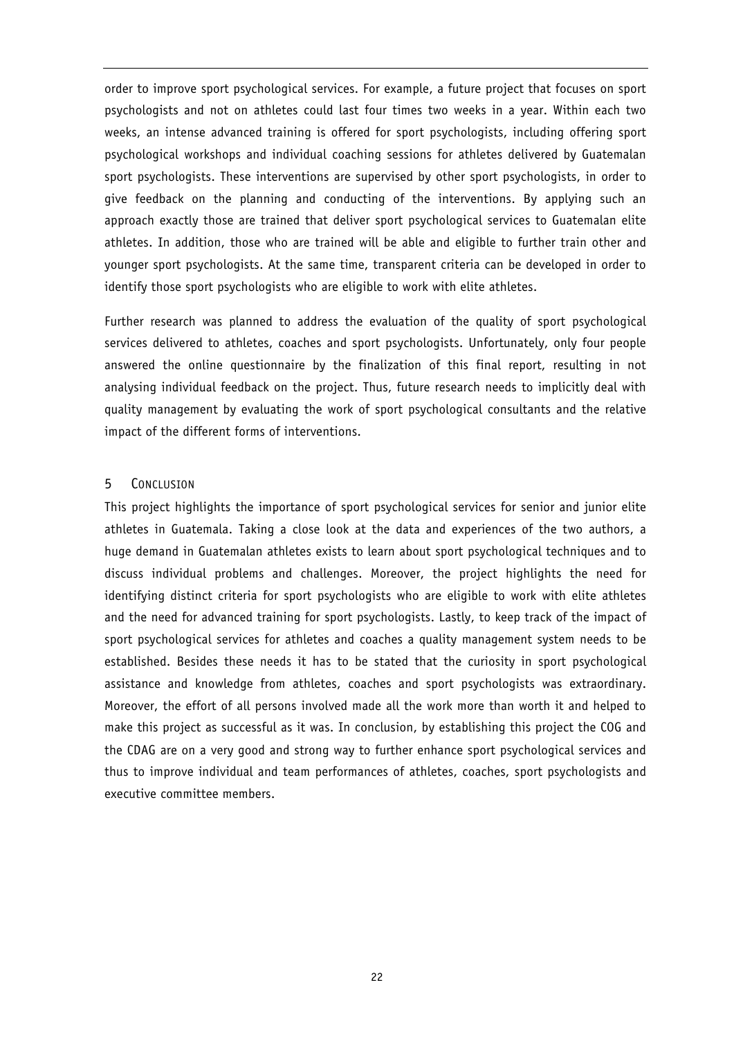order to improve sport psychological services. For example, a future project that focuses on sport psychologists and not on athletes could last four times two weeks in a year. Within each two weeks, an intense advanced training is offered for sport psychologists, including offering sport psychological workshops and individual coaching sessions for athletes delivered by Guatemalan sport psychologists. These interventions are supervised by other sport psychologists, in order to give feedback on the planning and conducting of the interventions. By applying such an approach exactly those are trained that deliver sport psychological services to Guatemalan elite athletes. In addition, those who are trained will be able and eligible to further train other and younger sport psychologists. At the same time, transparent criteria can be developed in order to identify those sport psychologists who are eligible to work with elite athletes.

Further research was planned to address the evaluation of the quality of sport psychological services delivered to athletes, coaches and sport psychologists. Unfortunately, only four people answered the online questionnaire by the finalization of this final report, resulting in not analysing individual feedback on the project. Thus, future research needs to implicitly deal with quality management by evaluating the work of sport psychological consultants and the relative impact of the different forms of interventions.

## 5 Conclusion

This project highlights the importance of sport psychological services for senior and junior elite athletes in Guatemala. Taking a close look at the data and experiences of the two authors, a huge demand in Guatemalan athletes exists to learn about sport psychological techniques and to discuss individual problems and challenges. Moreover, the project highlights the need for identifying distinct criteria for sport psychologists who are eligible to work with elite athletes and the need for advanced training for sport psychologists. Lastly, to keep track of the impact of sport psychological services for athletes and coaches a quality management system needs to be established. Besides these needs it has to be stated that the curiosity in sport psychological assistance and knowledge from athletes, coaches and sport psychologists was extraordinary. Moreover, the effort of all persons involved made all the work more than worth it and helped to make this project as successful as it was. In conclusion, by establishing this project the COG and the CDAG are on a very good and strong way to further enhance sport psychological services and thus to improve individual and team performances of athletes, coaches, sport psychologists and executive committee members.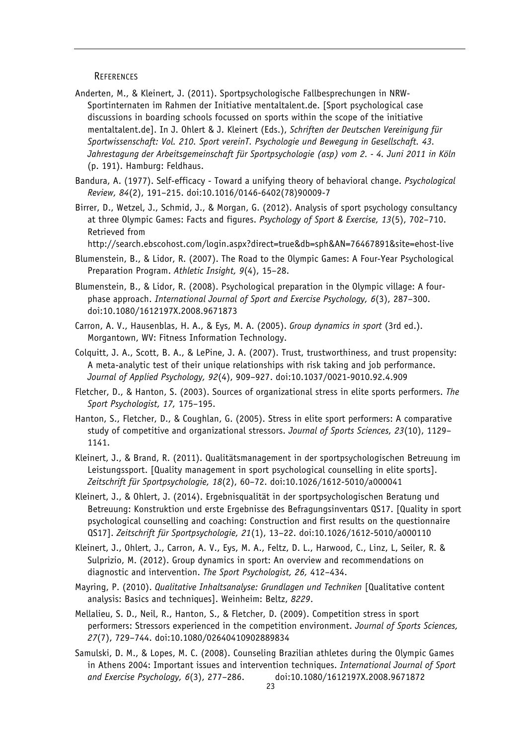## References

Anderten, M., & Kleinert, J. (2011). Sportpsychologische Fallbesprechungen in NRW-Sportinternaten im Rahmen der Initiative mentaltalent.de. [Sport psychological case discussions in boarding schools focussed on sports within the scope of the initiative mentaltalent.de]. In J. Ohlert & J. Kleinert (Eds.), *Schriften der Deutschen Vereinigung für Sportwissenschaft: Vol. 210. Sport vereinT. Psychologie und Bewegung in Gesellschaft. 43. Jahrestagung der Arbeitsgemeinschaft für Sportpsychologie (asp) vom 2. - 4. Juni 2011 in Köln* (p. 191). Hamburg: Feldhaus.

Bandura, A. (1977). Self-efficacy - Toward a unifying theory of behavioral change. *Psychological Review, 84*(2), 191–215. doi:10.1016/0146-6402(78)90009-7

Birrer, D., Wetzel, J., Schmid, J., & Morgan, G. (2012). Analysis of sport psychology consultancy at three Olympic Games: Facts and figures. *Psychology of Sport & Exercise, 13*(5), 702–710. Retrieved from http://search.ebscohost.com/login.aspx?direct=true&db=sph&AN=76467891&site=ehost-live

Blumenstein, B., & Lidor, R. (2007). The Road to the Olympic Games: A Four-Year Psychological Preparation Program. *Athletic Insight, 9*(4), 15–28.

Blumenstein, B., & Lidor, R. (2008). Psychological preparation in the Olympic village: A four-phase approach. *International Journal of Sport and Exercise Psychology, 6*(3), 287–300. doi:10.1080/1612197X.2008.9671873

Carron, A. V., Hausenblas, H. A., & Eys, M. A. (2005). *Group dynamics in sport* (3rd ed.). Morgantown, WV: Fitness Information Technology.

Colquitt, J. A., Scott, B. A., & LePine, J. A. (2007). Trust, trustworthiness, and trust propensity: A meta-analytic test of their unique relationships with risk taking and job performance. *Journal of Applied Psychology, 92*(4), 909–927. doi:10.1037/0021-9010.92.4.909

Fletcher, D., & Hanton, S. (2003). Sources of organizational stress in elite sports performers. *The Sport Psychologist, 17,* 175–195.

Hanton, S., Fletcher, D., & Coughlan, G. (2005). Stress in elite sport performers: A comparative study of competitive and organizational stressors. *Journal of Sports Sciences, 23*(10), 1129–1141.

Kleinert, J., & Brand, R. (2011). Qualitätsmanagement in der sportpsychologischen Betreuung im Leistungssport. [Quality management in sport psychological counselling in elite sports]. *Zeitschrift für Sportpsychologie, 18*(2), 60–72. doi:10.1026/1612-5010/a000041

Kleinert, J., & Ohlert, J. (2014). Ergebnisqualität in der sportpsychologischen Beratung und Betreuung: Konstruktion und erste Ergebnisse des Befragungsinventars QS17. [Quality in sport psychological counselling and coaching: Construction and first results on the questionnaire QS17]. *Zeitschrift für Sportpsychologie, 21*(1), 13–22. doi:10.1026/1612-5010/a000110

Kleinert, J., Ohlert, J., Carron, A. V., Eys, M. A., Feltz, D. L., Harwood, C., Linz, L, Seiler, R. & Sulprizio, M. (2012). Group dynamics in sport: An overview and recommendations on diagnostic and intervention. *The Sport Psychologist, 26,* 412–434.

Mayring, P. (2010). *Qualitative Inhaltsanalyse: Grundlagen und Techniken* [Qualitative content analysis: Basics and techniques]. Weinheim: Beltz, *8229*.

Mellalieu, S. D., Neil, R., Hanton, S., & Fletcher, D. (2009). Competition stress in sport performers: Stressors experienced in the competition environment. *Journal of Sports Sciences, 27*(7), 729–744. doi:10.1080/02640410902889834

Samulski, D. M., & Lopes, M. C. (2008). Counseling Brazilian athletes during the Olympic Games in Athens 2004: Important issues and intervention techniques. *International Journal of Sport and Exercise Psychology, 6*(3), 277–286. doi:10.1080/1612197X.2008.9671872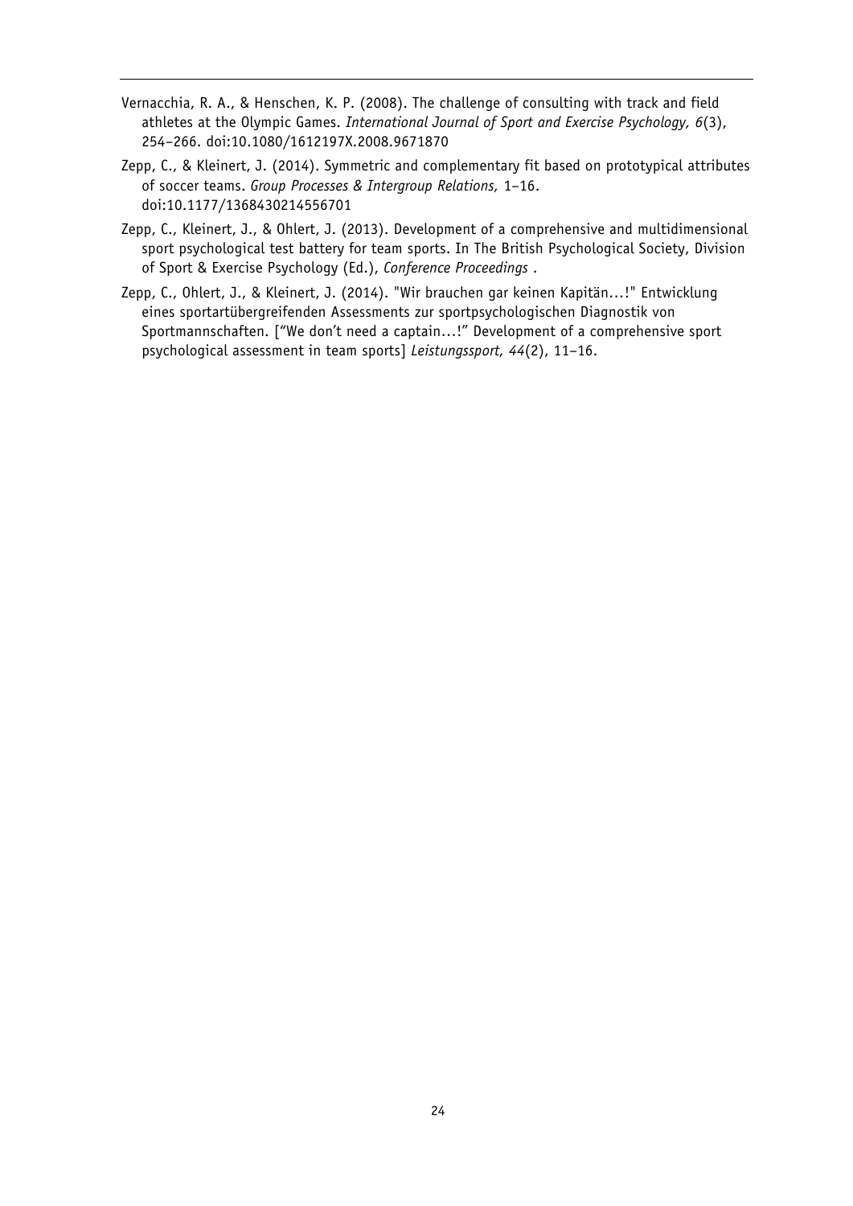Vernacchia, R. A., & Henschen, K. P. (2008). The challenge of consulting with track and field athletes at the Olympic Games. *International Journal of Sport and Exercise Psychology, 6*(3), 254–266. doi:10.1080/1612197X.2008.9671870

Zepp, C., & Kleinert, J. (2014). Symmetric and complementary fit based on prototypical attributes of soccer teams. *Group Processes & Intergroup Relations,* 1–16. doi:10.1177/1368430214556701

Zepp, C., Kleinert, J., & Ohlert, J. (2013). Development of a comprehensive and multidimensional sport psychological test battery for team sports. In The British Psychological Society, Division of Sport & Exercise Psychology (Ed.), *Conference Proceedings* .

Zepp, C., Ohlert, J., & Kleinert, J. (2014). "Wir brauchen gar keinen Kapitän…!" Entwicklung eines sportartübergreifenden Assessments zur sportpsychologischen Diagnostik von Sportmannschaften. ["We don't need a captain…!" Development of a comprehensive sport psychological assessment in team sports] *Leistungssport, 44*(2), 11–16.